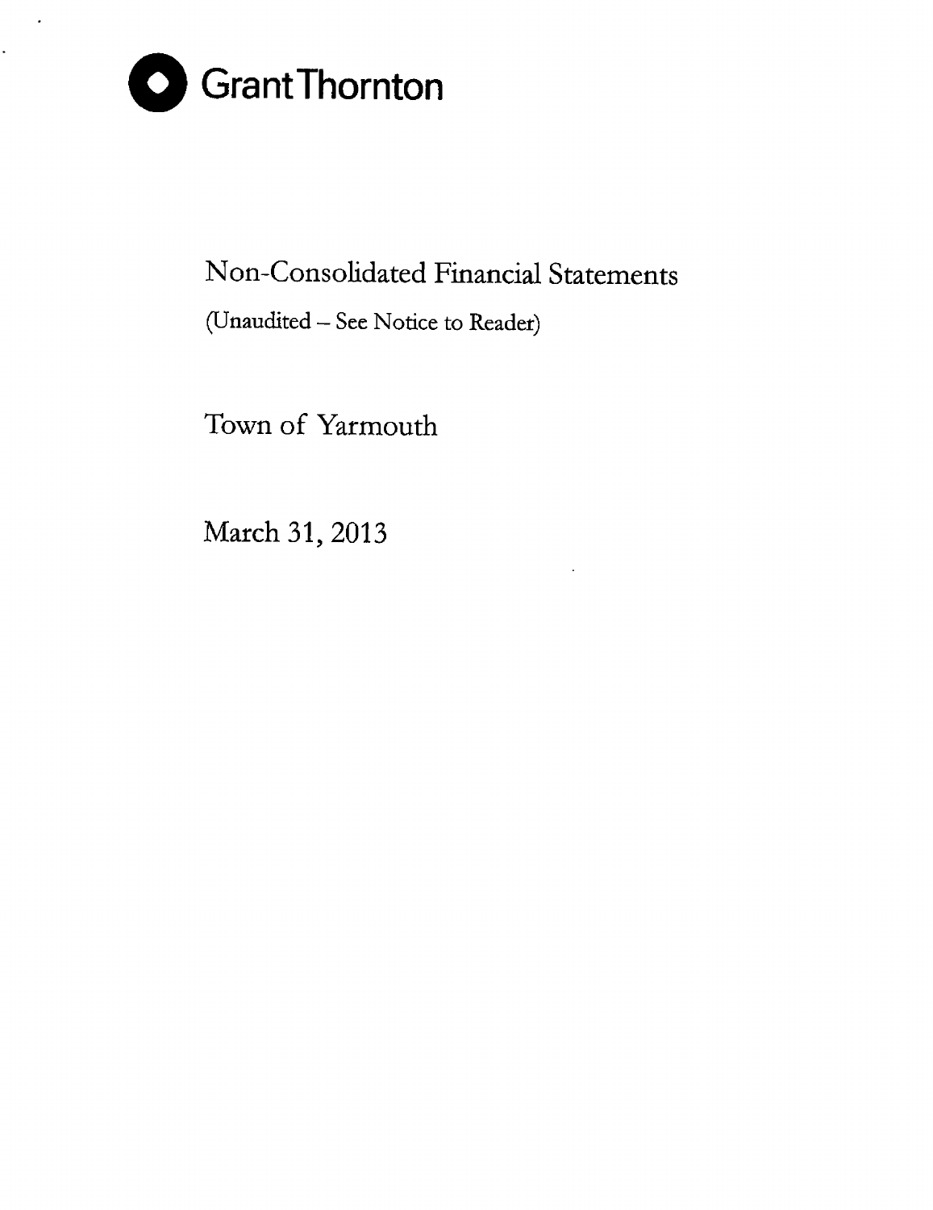Grant Thornton

# Non-Consolidated Financial Statements

(Unaudited – See Notice to Reader)

## Town of Yarmouth

March 31, 2013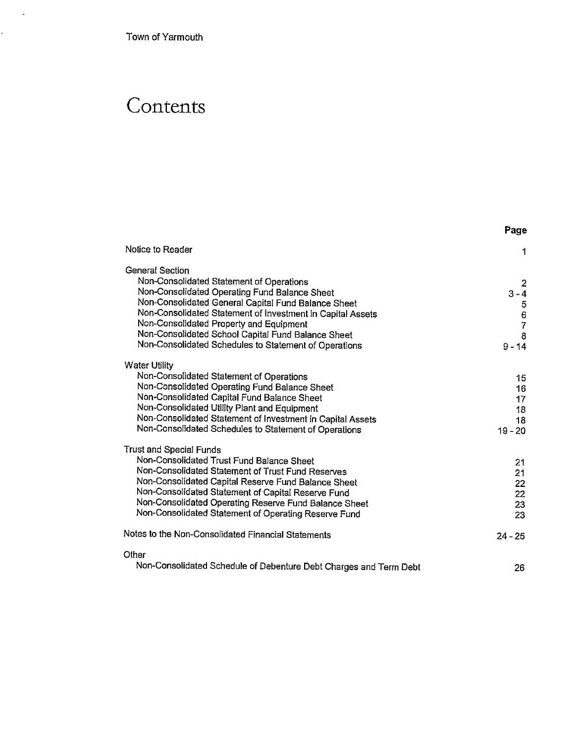Town of Yarmouth

# Contents

| | Page |
|---|---|
| Notice to Reader | 1 |
| **General Section** | |
| Non-Consolidated Statement of Operations | 2 |
| Non-Consolidated Operating Fund Balance Sheet | 3 - 4 |
| Non-Consolidated General Capital Fund Balance Sheet | 5 |
| Non-Consolidated Statement of Investment in Capital Assets | 6 |
| Non-Consolidated Property and Equipment | 7 |
| Non-Consolidated School Capital Fund Balance Sheet | 8 |
| Non-Consolidated Schedules to Statement of Operations | 9 - 14 |
| **Water Utility** | |
| Non-Consolidated Statement of Operations | 15 |
| Non-Consolidated Operating Fund Balance Sheet | 16 |
| Non-Consolidated Capital Fund Balance Sheet | 17 |
| Non-Consolidated Utility Plant and Equipment | 18 |
| Non-Consolidated Statement of Investment in Capital Assets | 18 |
| Non-Consolidated Schedules to Statement of Operations | 19 - 20 |
| **Trust and Special Funds** | |
| Non-Consolidated Trust Fund Balance Sheet | 21 |
| Non-Consolidated Statement of Trust Fund Reserves | 21 |
| Non-Consolidated Capital Reserve Fund Balance Sheet | 22 |
| Non-Consolidated Statement of Capital Reserve Fund | 22 |
| Non-Consolidated Operating Reserve Fund Balance Sheet | 23 |
| Non-Consolidated Statement of Operating Reserve Fund | 23 |
| Notes to the Non-Consolidated Financial Statements | 24 - 25 |
| **Other** | |
| Non-Consolidated Schedule of Debenture Debt Charges and Term Debt | 26 |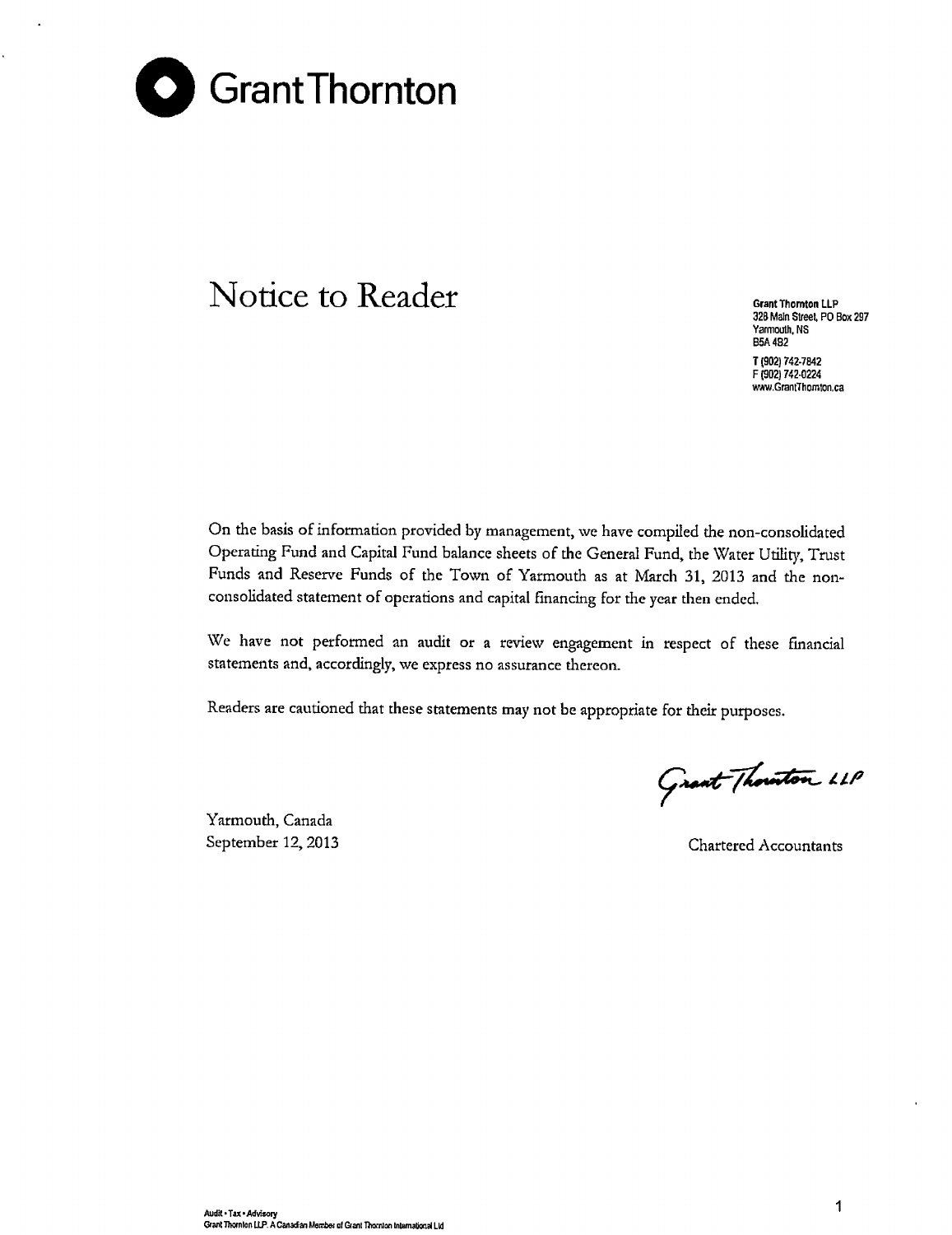Grant Thornton

# Notice to Reader

**Grant Thornton LLP**
328 Main Street, PO Box 297
Yarmouth, NS
B5A 4B2

T (902) 742-7842
F (902) 742-0224
www.GrantThornton.ca

On the basis of information provided by management, we have compiled the non-consolidated Operating Fund and Capital Fund balance sheets of the General Fund, the Water Utility, Trust Funds and Reserve Funds of the Town of Yarmouth as at March 31, 2013 and the non-consolidated statement of operations and capital financing for the year then ended.

We have not performed an audit or a review engagement in respect of these financial statements and, accordingly, we express no assurance thereon.

Readers are cautioned that these statements may not be appropriate for their purposes.

Grant Thornton LLP

Yarmouth, Canada
September 12, 2013

Chartered Accountants

Audit • Tax • Advisory
Grant Thornton LLP. A Canadian Member of Grant Thornton International Ltd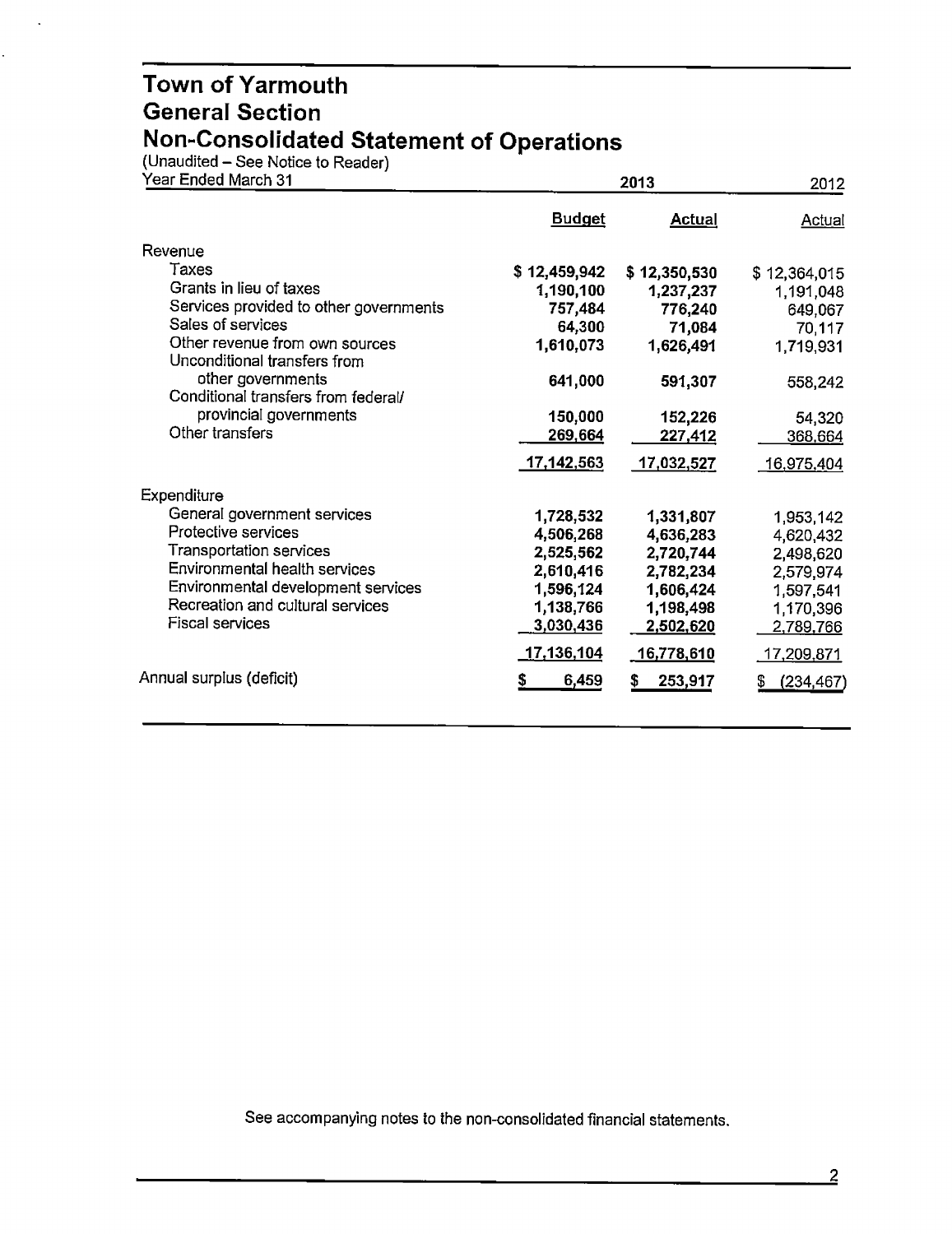# Town of Yarmouth
## General Section
## Non-Consolidated Statement of Operations

(Unaudited – See Notice to Reader)

| Year Ended March 31 | 2013 | | 2012 |
|---|---|---|---|
| | Budget | Actual | Actual |
| **Revenue** | | | |
| Taxes | $ 12,459,942 | $ 12,350,530 | $ 12,364,015 |
| Grants in lieu of taxes | 1,190,100 | 1,237,237 | 1,191,048 |
| Services provided to other governments | 757,484 | 776,240 | 649,067 |
| Sales of services | 64,300 | 71,084 | 70,117 |
| Other revenue from own sources | 1,610,073 | 1,626,491 | 1,719,931 |
| Unconditional transfers from other governments | 641,000 | 591,307 | 558,242 |
| Conditional transfers from federal/ provincial governments | 150,000 | 152,226 | 54,320 |
| Other transfers | 269,664 | 227,412 | 368,664 |
| | 17,142,563 | 17,032,527 | 16,975,404 |
| **Expenditure** | | | |
| General government services | 1,728,532 | 1,331,807 | 1,953,142 |
| Protective services | 4,506,268 | 4,636,283 | 4,620,432 |
| Transportation services | 2,525,562 | 2,720,744 | 2,498,620 |
| Environmental health services | 2,610,416 | 2,782,234 | 2,579,974 |
| Environmental development services | 1,596,124 | 1,606,424 | 1,597,541 |
| Recreation and cultural services | 1,138,766 | 1,198,498 | 1,170,396 |
| Fiscal services | 3,030,436 | 2,502,620 | 2,789,766 |
| | 17,136,104 | 16,778,610 | 17,209,871 |
| Annual surplus (deficit) | $ 6,459 | $ 253,917 | $ (234,467) |

See accompanying notes to the non-consolidated financial statements.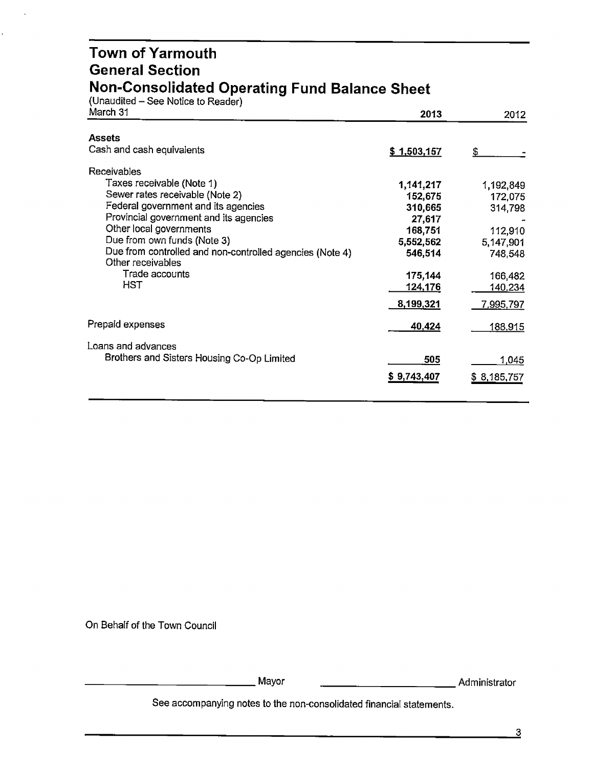# Town of Yarmouth
## General Section
## Non-Consolidated Operating Fund Balance Sheet

(Unaudited – See Notice to Reader)

| March 31 | 2013 | 2012 |
|---|---|---|
| **Assets** | | |
| Cash and cash equivalents | **$ 1,503,157** | $ - |
| Receivables | | |
| Taxes receivable (Note 1) | **1,141,217** | 1,192,849 |
| Sewer rates receivable (Note 2) | **152,675** | 172,075 |
| Federal government and its agencies | **310,665** | 314,798 |
| Provincial government and its agencies | **27,617** | - |
| Other local governments | **168,751** | 112,910 |
| Due from own funds (Note 3) | **5,552,562** | 5,147,901 |
| Due from controlled and non-controlled agencies (Note 4) | **546,514** | 748,548 |
| Other receivables | | |
| Trade accounts | **175,144** | 166,482 |
| HST | **124,176** | 140,234 |
| | **8,199,321** | 7,995,797 |
| Prepaid expenses | **40,424** | 188,915 |
| Loans and advances | | |
| Brothers and Sisters Housing Co-Op Limited | **505** | 1,045 |
| | **$ 9,743,407** | $ 8,185,757 |

On Behalf of the Town Council

_______________ Mayor _______________ Administrator

See accompanying notes to the non-consolidated financial statements.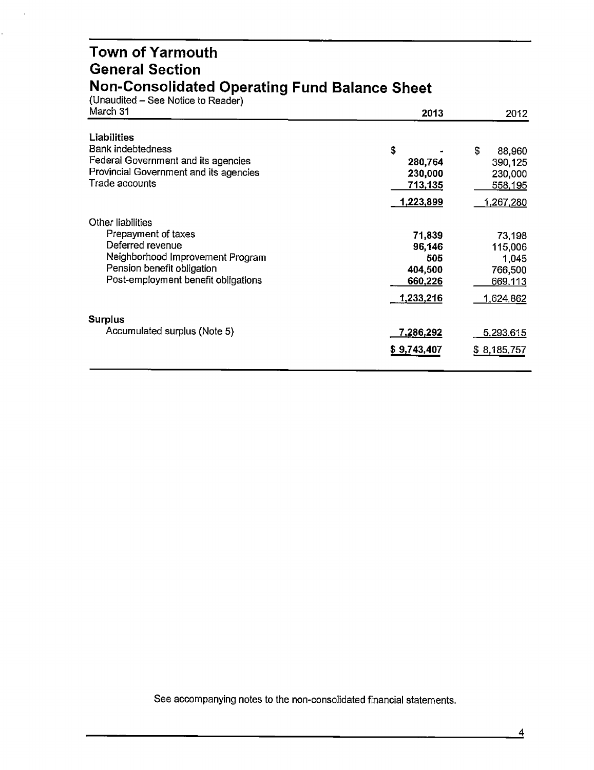# Town of Yarmouth
## General Section
## Non-Consolidated Operating Fund Balance Sheet

(Unaudited – See Notice to Reader)

| March 31 | 2013 | 2012 |
|---|---|---|
| **Liabilities** | | |
| Bank indebtedness | $ - | $ 88,960 |
| Federal Government and its agencies | 280,764 | 390,125 |
| Provincial Government and its agencies | 230,000 | 230,000 |
| Trade accounts | 713,135 | 558,195 |
| | 1,223,899 | 1,267,280 |
| Other liabilities | | |
| Prepayment of taxes | 71,839 | 73,198 |
| Deferred revenue | 96,146 | 115,006 |
| Neighborhood Improvement Program | 505 | 1,045 |
| Pension benefit obligation | 404,500 | 766,500 |
| Post-employment benefit obligations | 660,226 | 669,113 |
| | 1,233,216 | 1,624,862 |
| **Surplus** | | |
| Accumulated surplus (Note 5) | 7,286,292 | 5,293,615 |
| | $ 9,743,407 | $ 8,185,757 |

See accompanying notes to the non-consolidated financial statements.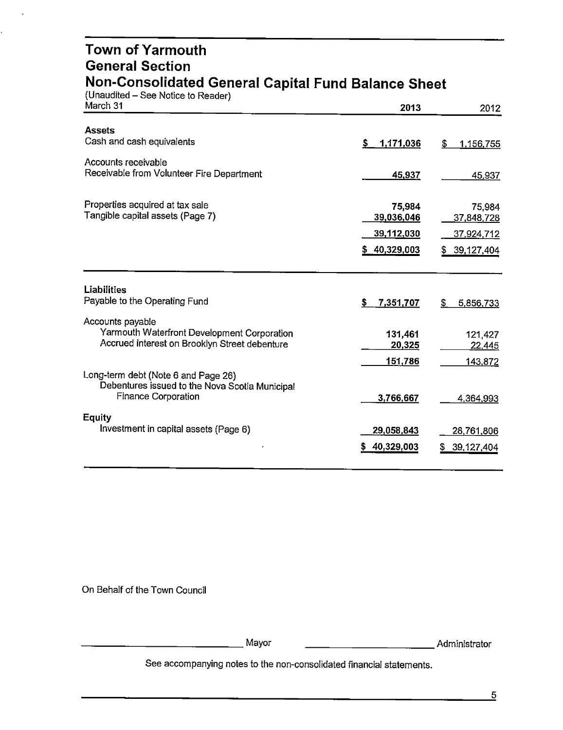# Town of Yarmouth
## General Section
## Non-Consolidated General Capital Fund Balance Sheet

(Unaudited – See Notice to Reader)

| March 31 | 2013 | 2012 |
|---|---|---|
| **Assets** | | |
| Cash and cash equivalents | $ 1,171,036 | $ 1,156,755 |
| Accounts receivable | | |
| Receivable from Volunteer Fire Department | 45,937 | 45,937 |
| Properties acquired at tax sale | 75,984 | 75,984 |
| Tangible capital assets (Page 7) | 39,036,046 | 37,848,728 |
| | 39,112,030 | 37,924,712 |
| | $ 40,329,003 | $ 39,127,404 |
| **Liabilities** | | |
| Payable to the Operating Fund | $ 7,351,707 | $ 5,856,733 |
| Accounts payable | | |
| Yarmouth Waterfront Development Corporation | 131,461 | 121,427 |
| Accrued interest on Brooklyn Street debenture | 20,325 | 22,445 |
| | 151,786 | 143,872 |
| Long-term debt (Note 6 and Page 26) | | |
| Debentures issued to the Nova Scotia Municipal Finance Corporation | 3,766,667 | 4,364,993 |
| **Equity** | | |
| Investment in capital assets (Page 6) | 29,058,843 | 28,761,806 |
| | $ 40,329,003 | $ 39,127,404 |

On Behalf of the Town Council

\_\_\_\_\_\_\_\_\_\_\_\_\_\_\_\_\_\_\_\_ Mayor          \_\_\_\_\_\_\_\_\_\_\_\_\_\_\_\_\_\_\_\_ Administrator

See accompanying notes to the non-consolidated financial statements.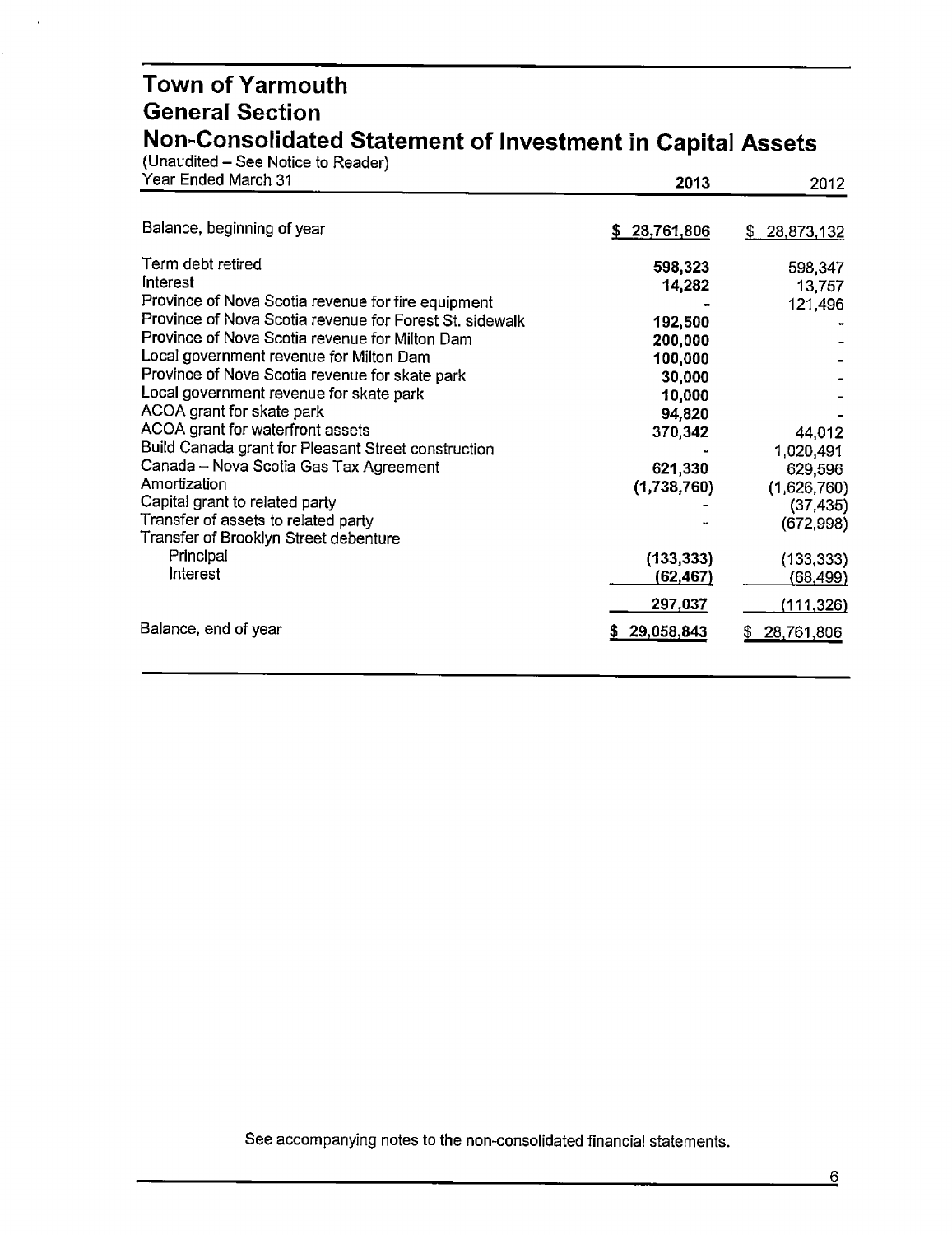# Town of Yarmouth
## General Section
## Non-Consolidated Statement of Investment in Capital Assets

(Unaudited – See Notice to Reader)

| Year Ended March 31 | 2013 | 2012 |
|---|---|---|
| Balance, beginning of year | $ 28,761,806 | $ 28,873,132 |
| Term debt retired | 598,323 | 598,347 |
| Interest | 14,282 | 13,757 |
| Province of Nova Scotia revenue for fire equipment | - | 121,496 |
| Province of Nova Scotia revenue for Forest St. sidewalk | 192,500 | - |
| Province of Nova Scotia revenue for Milton Dam | 200,000 | - |
| Local government revenue for Milton Dam | 100,000 | - |
| Province of Nova Scotia revenue for skate park | 30,000 | - |
| Local government revenue for skate park | 10,000 | - |
| ACOA grant for skate park | 94,820 | - |
| ACOA grant for waterfront assets | 370,342 | 44,012 |
| Build Canada grant for Pleasant Street construction | - | 1,020,491 |
| Canada – Nova Scotia Gas Tax Agreement | 621,330 | 629,596 |
| Amortization | (1,738,760) | (1,626,760) |
| Capital grant to related party | - | (37,435) |
| Transfer of assets to related party | - | (672,998) |
| Transfer of Brooklyn Street debenture | | |
| Principal | (133,333) | (133,333) |
| Interest | (62,467) | (68,499) |
| | 297,037 | (111,326) |
| Balance, end of year | $ 29,058,843 | $ 28,761,806 |

See accompanying notes to the non-consolidated financial statements.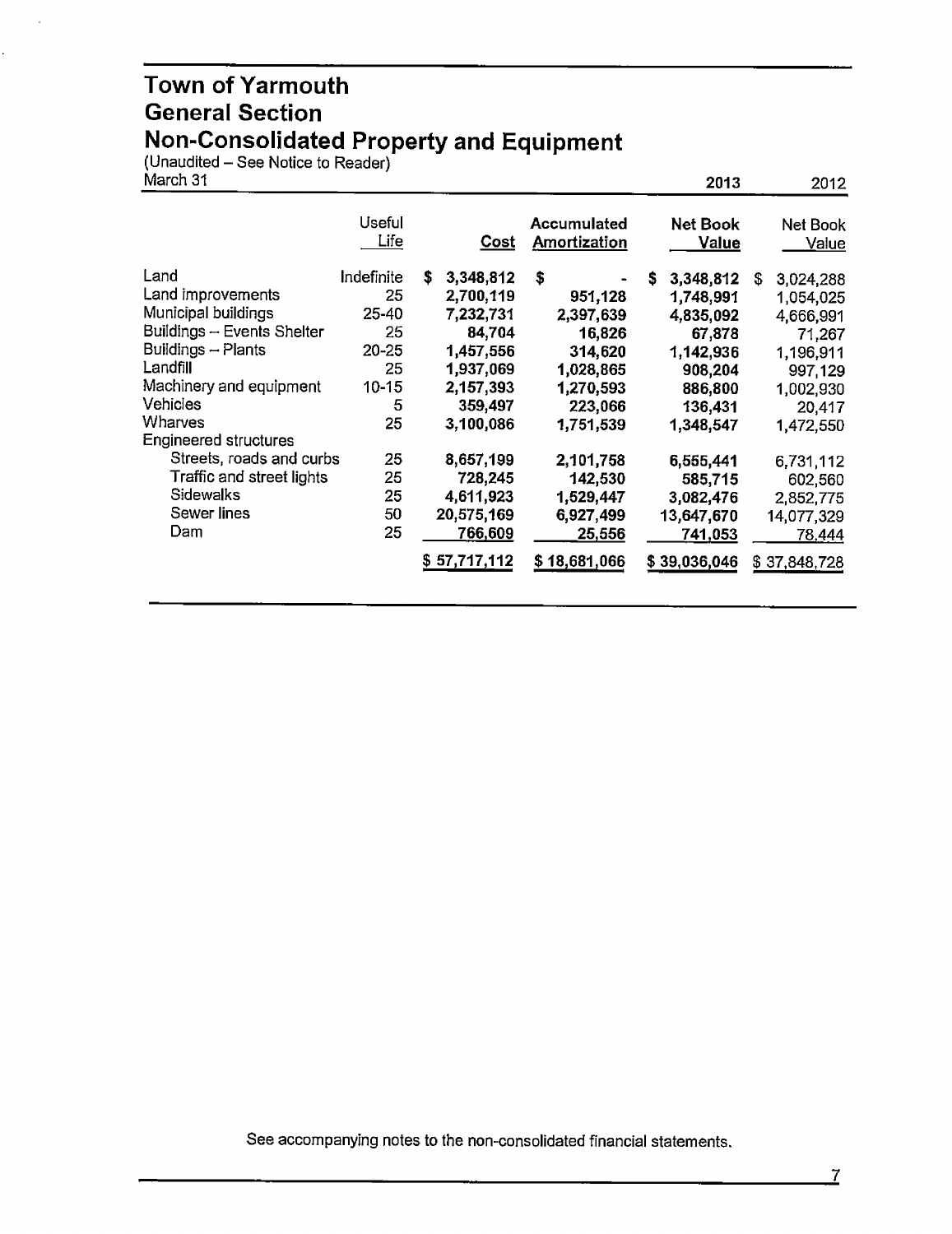# Town of Yarmouth
## General Section
## Non-Consolidated Property and Equipment

(Unaudited – See Notice to Reader)

March 31

| | Useful Life | Cost | Accumulated Amortization | 2013 Net Book Value | 2012 Net Book Value |
|---|---|---|---|---|---|
| Land | Indefinite | $ 3,348,812 | $ - | $ 3,348,812 | $ 3,024,288 |
| Land improvements | 25 | 2,700,119 | 951,128 | 1,748,991 | 1,054,025 |
| Municipal buildings | 25-40 | 7,232,731 | 2,397,639 | 4,835,092 | 4,666,991 |
| Buildings – Events Shelter | 25 | 84,704 | 16,826 | 67,878 | 71,267 |
| Buildings – Plants | 20-25 | 1,457,556 | 314,620 | 1,142,936 | 1,196,911 |
| Landfill | 25 | 1,937,069 | 1,028,865 | 908,204 | 997,129 |
| Machinery and equipment | 10-15 | 2,157,393 | 1,270,593 | 886,800 | 1,002,930 |
| Vehicles | 5 | 359,497 | 223,066 | 136,431 | 20,417 |
| Wharves | 25 | 3,100,086 | 1,751,539 | 1,348,547 | 1,472,550 |
| Engineered structures | | | | | |
| Streets, roads and curbs | 25 | 8,657,199 | 2,101,758 | 6,555,441 | 6,731,112 |
| Traffic and street lights | 25 | 728,245 | 142,530 | 585,715 | 602,560 |
| Sidewalks | 25 | 4,611,923 | 1,529,447 | 3,082,476 | 2,852,775 |
| Sewer lines | 50 | 20,575,169 | 6,927,499 | 13,647,670 | 14,077,329 |
| Dam | 25 | 766,609 | 25,556 | 741,053 | 78,444 |
| | | $ 57,717,112 | $ 18,681,066 | $ 39,036,046 | $ 37,848,728 |

See accompanying notes to the non-consolidated financial statements.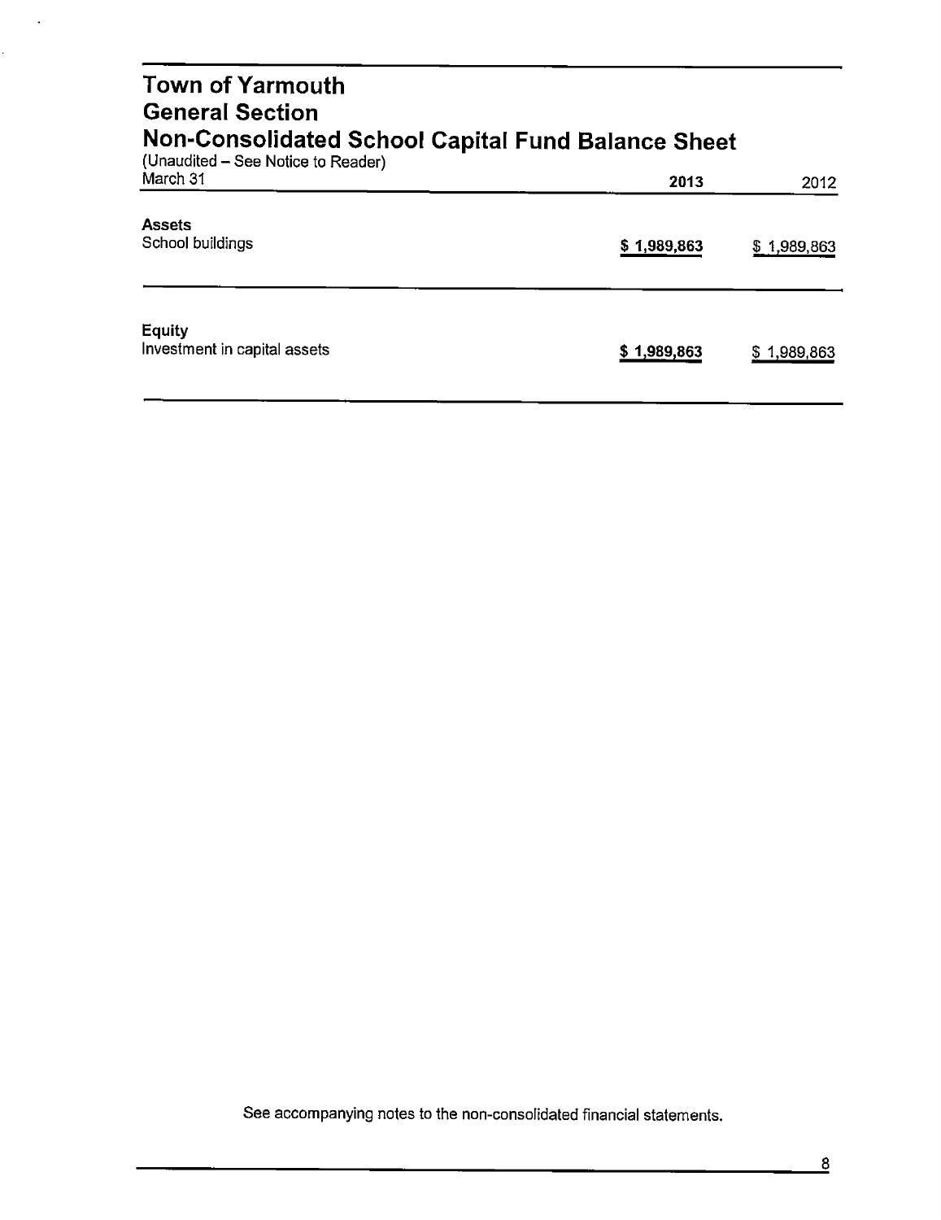# Town of Yarmouth
## General Section
## Non-Consolidated School Capital Fund Balance Sheet

(Unaudited – See Notice to Reader)

| March 31 | 2013 | 2012 |
|---|---|---|
| **Assets** | | |
| School buildings | **$ 1,989,863** | $ 1,989,863 |
| **Equity** | | |
| Investment in capital assets | **$ 1,989,863** | $ 1,989,863 |

See accompanying notes to the non-consolidated financial statements.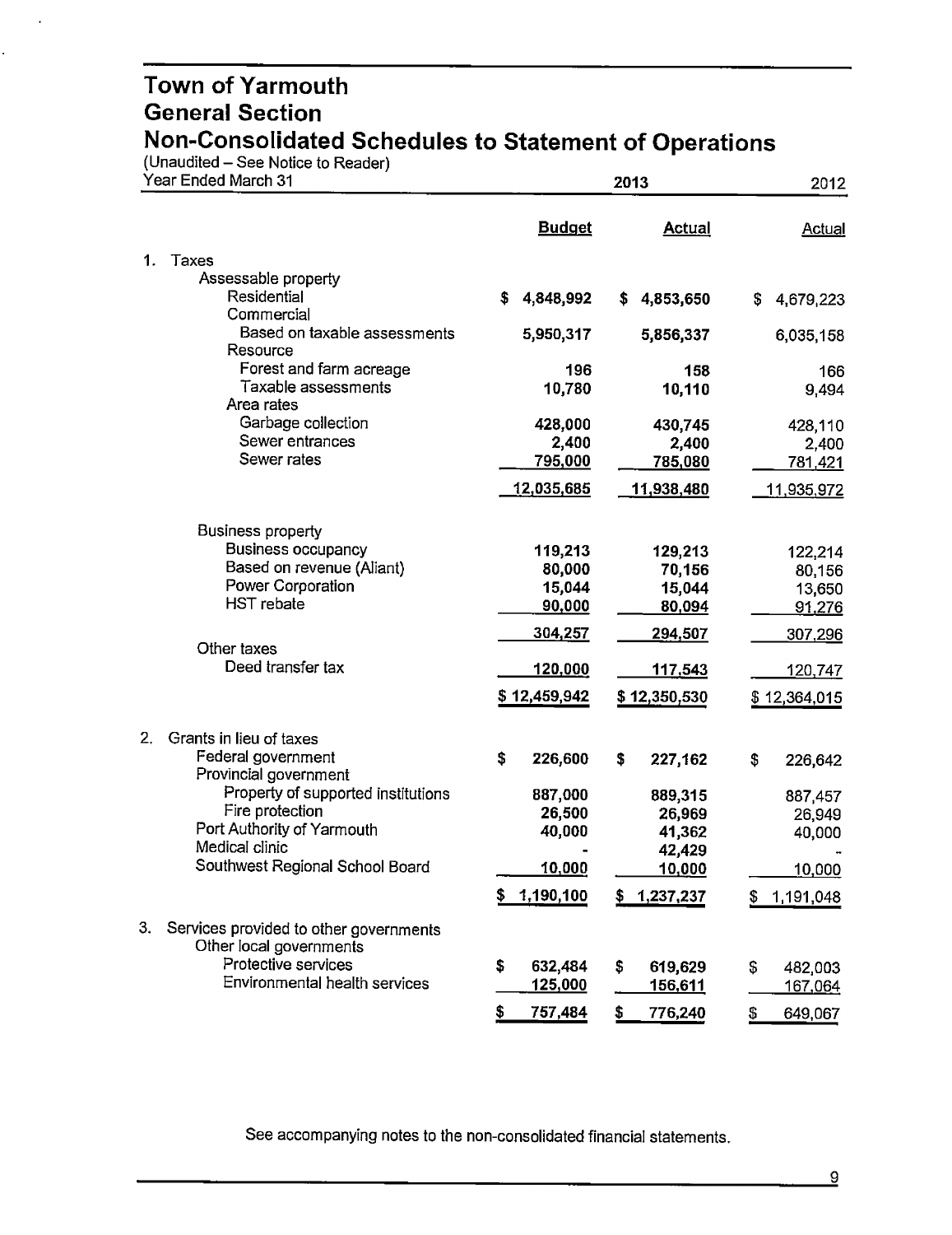# Town of Yarmouth
## General Section
## Non-Consolidated Schedules to Statement of Operations

(Unaudited – See Notice to Reader)

| Year Ended March 31 | 2013 | | 2012 |
|---|---|---|---|
| | **Budget** | **Actual** | **Actual** |
| **1. Taxes** | | | |
| Assessable property | | | |
| Residential | $ 4,848,992 | $ 4,853,650 | $ 4,679,223 |
| Commercial | | | |
| Based on taxable assessments | 5,950,317 | 5,856,337 | 6,035,158 |
| Resource | | | |
| Forest and farm acreage | 196 | 158 | 166 |
| Taxable assessments | 10,780 | 10,110 | 9,494 |
| Area rates | | | |
| Garbage collection | 428,000 | 430,745 | 428,110 |
| Sewer entrances | 2,400 | 2,400 | 2,400 |
| Sewer rates | 795,000 | 785,080 | 781,421 |
| | 12,035,685 | 11,938,480 | 11,935,972 |
| Business property | | | |
| Business occupancy | 119,213 | 129,213 | 122,214 |
| Based on revenue (Aliant) | 80,000 | 70,156 | 80,156 |
| Power Corporation | 15,044 | 15,044 | 13,650 |
| HST rebate | 90,000 | 80,094 | 91,276 |
| | 304,257 | 294,507 | 307,296 |
| Other taxes | | | |
| Deed transfer tax | 120,000 | 117,543 | 120,747 |
| | $ 12,459,942 | $ 12,350,530 | $ 12,364,015 |
| **2. Grants in lieu of taxes** | | | |
| Federal government | $ 226,600 | $ 227,162 | $ 226,642 |
| Provincial government | | | |
| Property of supported institutions | 887,000 | 889,315 | 887,457 |
| Fire protection | 26,500 | 26,969 | 26,949 |
| Port Authority of Yarmouth | 40,000 | 41,362 | 40,000 |
| Medical clinic | - | 42,429 | - |
| Southwest Regional School Board | 10,000 | 10,000 | 10,000 |
| | $ 1,190,100 | $ 1,237,237 | $ 1,191,048 |
| **3. Services provided to other governments** | | | |
| Other local governments | | | |
| Protective services | $ 632,484 | $ 619,629 | $ 482,003 |
| Environmental health services | 125,000 | 156,611 | 167,064 |
| | $ 757,484 | $ 776,240 | $ 649,067 |

See accompanying notes to the non-consolidated financial statements.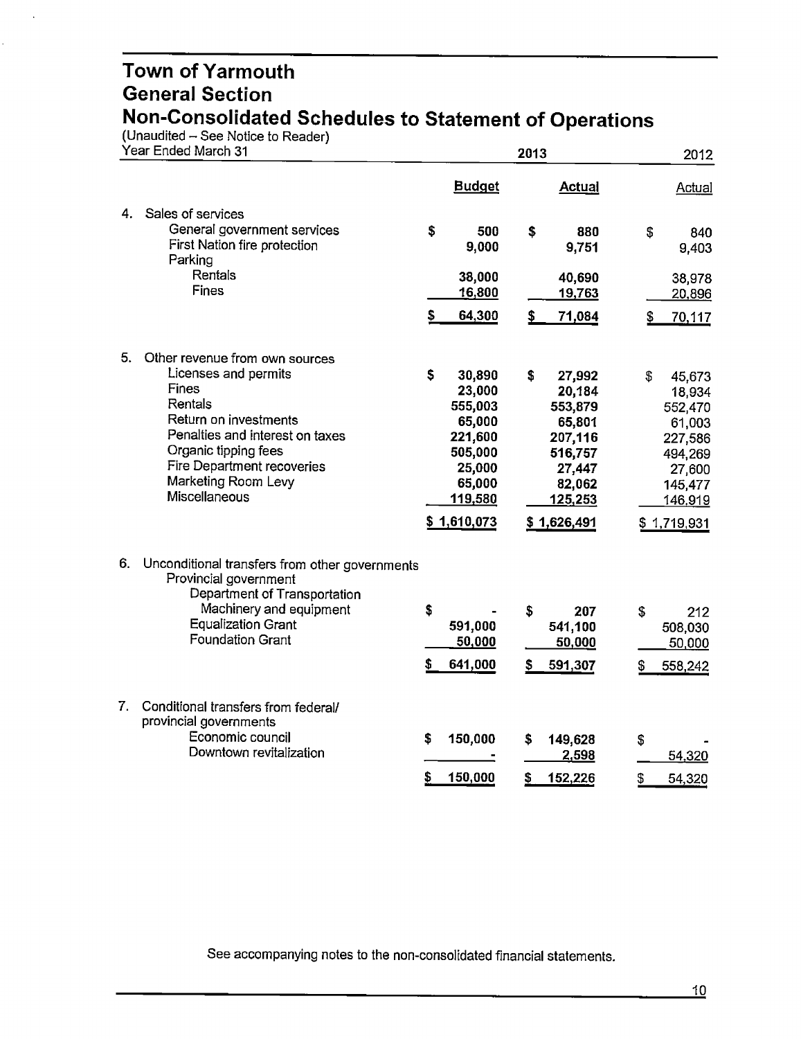# Town of Yarmouth
## General Section
## Non-Consolidated Schedules to Statement of Operations

(Unaudited – See Notice to Reader)

| Year Ended March 31 | 2013 Budget | 2013 Actual | 2012 Actual |
|---|---|---|---|
| **4. Sales of services** | | | |
| General government services | $ 500 | $ 880 | $ 840 |
| First Nation fire protection | 9,000 | 9,751 | 9,403 |
| Parking | | | |
| Rentals | 38,000 | 40,690 | 38,978 |
| Fines | 16,800 | 19,763 | 20,896 |
| | $ 64,300 | $ 71,084 | $ 70,117 |
| **5. Other revenue from own sources** | | | |
| Licenses and permits | $ 30,890 | $ 27,992 | $ 45,673 |
| Fines | 23,000 | 20,184 | 18,934 |
| Rentals | 555,003 | 553,879 | 552,470 |
| Return on investments | 65,000 | 65,801 | 61,003 |
| Penalties and interest on taxes | 221,600 | 207,116 | 227,586 |
| Organic tipping fees | 505,000 | 516,757 | 494,269 |
| Fire Department recoveries | 25,000 | 27,447 | 27,600 |
| Marketing Room Levy | 65,000 | 82,062 | 145,477 |
| Miscellaneous | 119,580 | 125,253 | 146,919 |
| | $ 1,610,073 | $ 1,626,491 | $ 1,719,931 |
| **6. Unconditional transfers from other governments** | | | |
| Provincial government | | | |
| Department of Transportation | | | |
| Machinery and equipment | $ - | $ 207 | $ 212 |
| Equalization Grant | 591,000 | 541,100 | 508,030 |
| Foundation Grant | 50,000 | 50,000 | 50,000 |
| | $ 641,000 | $ 591,307 | $ 558,242 |
| **7. Conditional transfers from federal/ provincial governments** | | | |
| Economic council | $ 150,000 | $ 149,628 | $ - |
| Downtown revitalization | - | 2,598 | 54,320 |
| | $ 150,000 | $ 152,226 | $ 54,320 |

See accompanying notes to the non-consolidated financial statements.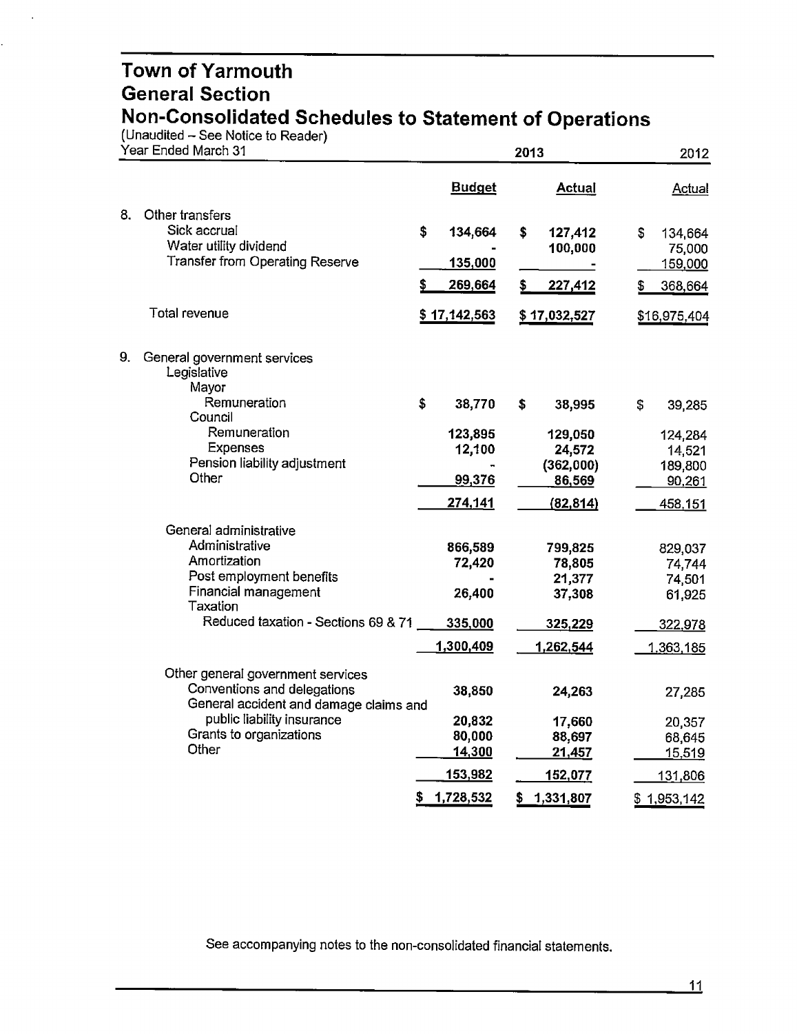# Town of Yarmouth
## General Section
## Non-Consolidated Schedules to Statement of Operations

(Unaudited – See Notice to Reader)

| Year Ended March 31 | 2013 Budget | 2013 Actual | 2012 Actual |
|---|---|---|---|
| **8. Other transfers** | | | |
| Sick accrual | $ 134,664 | $ 127,412 | $ 134,664 |
| Water utility dividend | - | 100,000 | 75,000 |
| Transfer from Operating Reserve | 135,000 | - | 159,000 |
| | $ 269,664 | $ 227,412 | $ 368,664 |
| Total revenue | $ 17,142,563 | $ 17,032,527 | $16,975,404 |
| **9. General government services** | | | |
| Legislative | | | |
| Mayor | | | |
| Remuneration | $ 38,770 | $ 38,995 | $ 39,285 |
| Council | | | |
| Remuneration | 123,895 | 129,050 | 124,284 |
| Expenses | 12,100 | 24,572 | 14,521 |
| Pension liability adjustment | - | (362,000) | 189,800 |
| Other | 99,376 | 86,569 | 90,261 |
| | 274,141 | (82,814) | 458,151 |
| General administrative | | | |
| Administrative | 866,589 | 799,825 | 829,037 |
| Amortization | 72,420 | 78,805 | 74,744 |
| Post employment benefits | - | 21,377 | 74,501 |
| Financial management | 26,400 | 37,308 | 61,925 |
| Taxation | | | |
| Reduced taxation - Sections 69 & 71 | 335,000 | 325,229 | 322,978 |
| | 1,300,409 | 1,262,544 | 1,363,185 |
| Other general government services | | | |
| Conventions and delegations | 38,850 | 24,263 | 27,285 |
| General accident and damage claims and public liability insurance | 20,832 | 17,660 | 20,357 |
| Grants to organizations | 80,000 | 88,697 | 68,645 |
| Other | 14,300 | 21,457 | 15,519 |
| | 153,982 | 152,077 | 131,806 |
| | $ 1,728,532 | $ 1,331,807 | $ 1,953,142 |

See accompanying notes to the non-consolidated financial statements.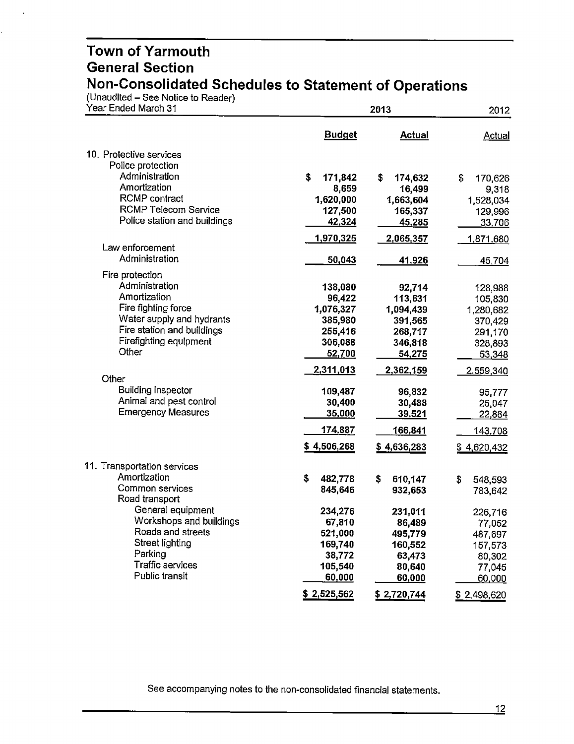# Town of Yarmouth
## General Section
## Non-Consolidated Schedules to Statement of Operations

(Unaudited – See Notice to Reader)

| Year Ended March 31 | 2013 | | 2012 |
|---|---|---|---|
| | **Budget** | **Actual** | Actual |
| 10. Protective services | | | |
| Police protection | | | |
| Administration | $ 171,842 | $ 174,632 | $ 170,626 |
| Amortization | 8,659 | 16,499 | 9,318 |
| RCMP contract | 1,620,000 | 1,663,604 | 1,528,034 |
| RCMP Telecom Service | 127,500 | 165,337 | 129,996 |
| Police station and buildings | 42,324 | 45,285 | 33,706 |
| | 1,970,325 | 2,065,357 | 1,871,680 |
| Law enforcement | | | |
| Administration | 50,043 | 41,926 | 45,704 |
| Fire protection | | | |
| Administration | 138,080 | 92,714 | 128,988 |
| Amortization | 96,422 | 113,631 | 105,830 |
| Fire fighting force | 1,076,327 | 1,094,439 | 1,280,682 |
| Water supply and hydrants | 385,980 | 391,565 | 370,429 |
| Fire station and buildings | 255,416 | 268,717 | 291,170 |
| Firefighting equipment | 306,088 | 346,818 | 328,893 |
| Other | 52,700 | 54,275 | 53,348 |
| | 2,311,013 | 2,362,159 | 2,559,340 |
| Other | | | |
| Building inspector | 109,487 | 96,832 | 95,777 |
| Animal and pest control | 30,400 | 30,488 | 25,047 |
| Emergency Measures | 35,000 | 39,521 | 22,884 |
| | 174,887 | 166,841 | 143,708 |
| | $ 4,506,268 | $ 4,636,283 | $ 4,620,432 |
| 11. Transportation services | | | |
| Amortization | $ 482,778 | $ 610,147 | $ 548,593 |
| Common services | 845,646 | 932,653 | 783,642 |
| Road transport | | | |
| General equipment | 234,276 | 231,011 | 226,716 |
| Workshops and buildings | 67,810 | 86,489 | 77,052 |
| Roads and streets | 521,000 | 495,779 | 487,697 |
| Street lighting | 169,740 | 160,552 | 157,573 |
| Parking | 38,772 | 63,473 | 80,302 |
| Traffic services | 105,540 | 80,640 | 77,045 |
| Public transit | 60,000 | 60,000 | 60,000 |
| | $ 2,525,562 | $ 2,720,744 | $ 2,498,620 |

See accompanying notes to the non-consolidated financial statements.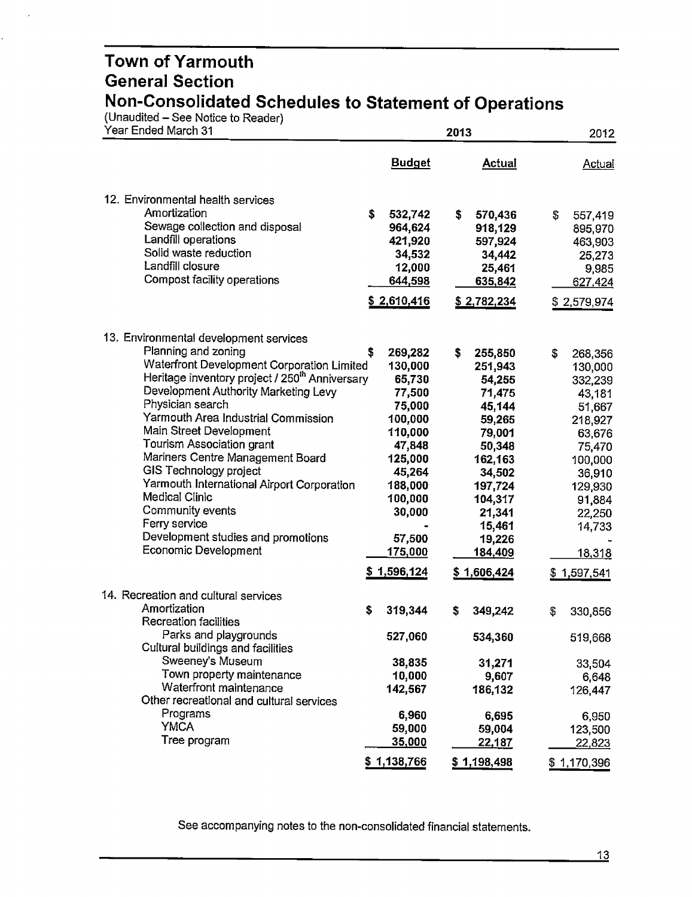# Town of Yarmouth
## General Section
## Non-Consolidated Schedules to Statement of Operations

(Unaudited – See Notice to Reader)

| Year Ended March 31 | 2013 Budget | 2013 Actual | 2012 Actual |
|---|---|---|---|
| **12. Environmental health services** | | | |
| Amortization | $ 532,742 | $ 570,436 | $ 557,419 |
| Sewage collection and disposal | 964,624 | 918,129 | 895,970 |
| Landfill operations | 421,920 | 597,924 | 463,903 |
| Solid waste reduction | 34,532 | 34,442 | 25,273 |
| Landfill closure | 12,000 | 25,461 | 9,985 |
| Compost facility operations | 644,598 | 635,842 | 627,424 |
| | $ 2,610,416 | $ 2,782,234 | $ 2,579,974 |
| **13. Environmental development services** | | | |
| Planning and zoning | $ 269,282 | $ 255,850 | $ 268,356 |
| Waterfront Development Corporation Limited | 130,000 | 251,943 | 130,000 |
| Heritage inventory project / 250th Anniversary | 65,730 | 54,255 | 332,239 |
| Development Authority Marketing Levy | 77,500 | 71,475 | 43,181 |
| Physician search | 75,000 | 45,144 | 51,667 |
| Yarmouth Area Industrial Commission | 100,000 | 59,265 | 218,927 |
| Main Street Development | 110,000 | 79,001 | 63,676 |
| Tourism Association grant | 47,848 | 50,348 | 75,470 |
| Mariners Centre Management Board | 125,000 | 162,163 | 100,000 |
| GIS Technology project | 45,264 | 34,502 | 36,910 |
| Yarmouth International Airport Corporation | 188,000 | 197,724 | 129,930 |
| Medical Clinic | 100,000 | 104,317 | 91,884 |
| Community events | 30,000 | 21,341 | 22,250 |
| Ferry service | - | 15,461 | 14,733 |
| Development studies and promotions | 57,500 | 19,226 | - |
| Economic Development | 175,000 | 184,409 | 18,318 |
| | $ 1,596,124 | $ 1,606,424 | $ 1,597,541 |
| **14. Recreation and cultural services** | | | |
| Amortization | $ 319,344 | $ 349,242 | $ 330,856 |
| Recreation facilities | | | |
| Parks and playgrounds | 527,060 | 534,360 | 519,668 |
| Cultural buildings and facilities | | | |
| Sweeney's Museum | 38,835 | 31,271 | 33,504 |
| Town property maintenance | 10,000 | 9,607 | 6,648 |
| Waterfront maintenance | 142,567 | 186,132 | 126,447 |
| Other recreational and cultural services | | | |
| Programs | 6,960 | 6,695 | 6,950 |
| YMCA | 59,000 | 59,004 | 123,500 |
| Tree program | 35,000 | 22,187 | 22,823 |
| | $ 1,138,766 | $ 1,198,498 | $ 1,170,396 |

See accompanying notes to the non-consolidated financial statements.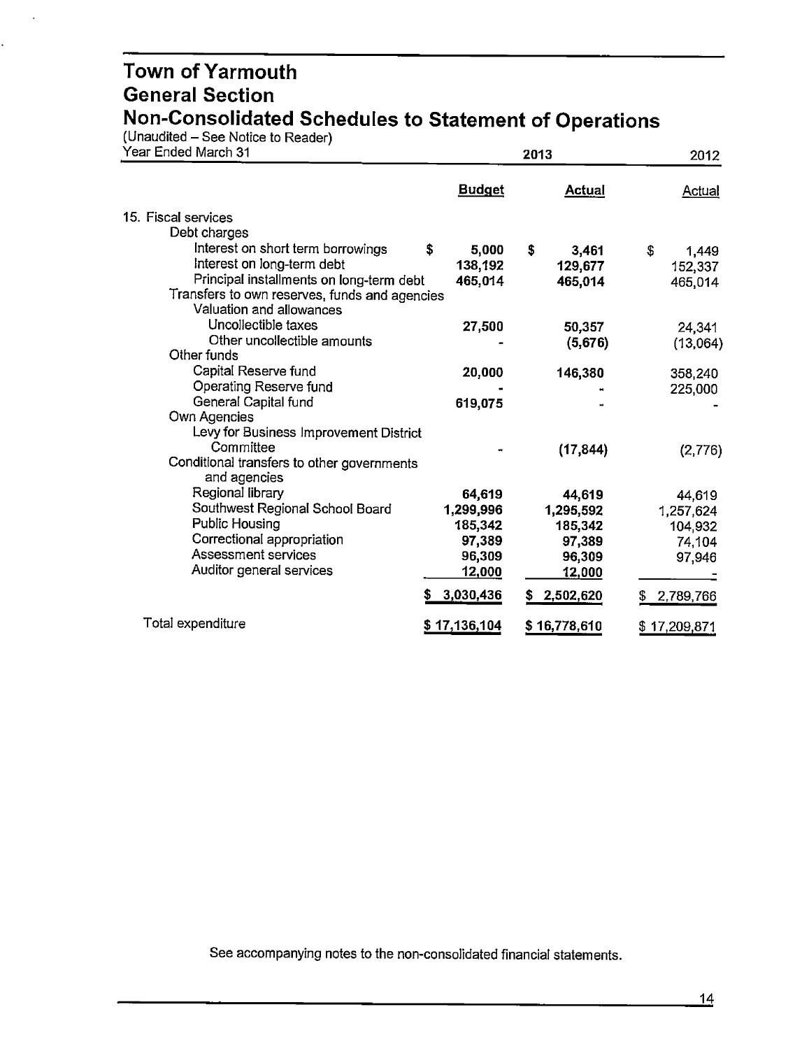# Town of Yarmouth
## General Section
## Non-Consolidated Schedules to Statement of Operations

(Unaudited – See Notice to Reader)

| Year Ended March 31 | 2013 | | 2012 |
|---|---|---|---|
| | **Budget** | **Actual** | Actual |
| 15. Fiscal services | | | |
| Debt charges | | | |
| Interest on short term borrowings | $ 5,000 | $ 3,461 | $ 1,449 |
| Interest on long-term debt | 138,192 | 129,677 | 152,337 |
| Principal installments on long-term debt | 465,014 | 465,014 | 465,014 |
| Transfers to own reserves, funds and agencies | | | |
| Valuation and allowances | | | |
| Uncollectible taxes | 27,500 | 50,357 | 24,341 |
| Other uncollectible amounts | - | (5,676) | (13,064) |
| Other funds | | | |
| Capital Reserve fund | 20,000 | 146,380 | 358,240 |
| Operating Reserve fund | - | - | 225,000 |
| General Capital fund | 619,075 | - | - |
| Own Agencies | | | |
| Levy for Business Improvement District Committee | - | (17,844) | (2,776) |
| Conditional transfers to other governments and agencies | | | |
| Regional library | 64,619 | 44,619 | 44,619 |
| Southwest Regional School Board | 1,299,996 | 1,295,592 | 1,257,624 |
| Public Housing | 185,342 | 185,342 | 104,932 |
| Correctional appropriation | 97,389 | 97,389 | 74,104 |
| Assessment services | 96,309 | 96,309 | 97,946 |
| Auditor general services | 12,000 | 12,000 | - |
| | $ 3,030,436 | $ 2,502,620 | $ 2,789,766 |
| Total expenditure | $ 17,136,104 | $ 16,778,610 | $ 17,209,871 |

See accompanying notes to the non-consolidated financial statements.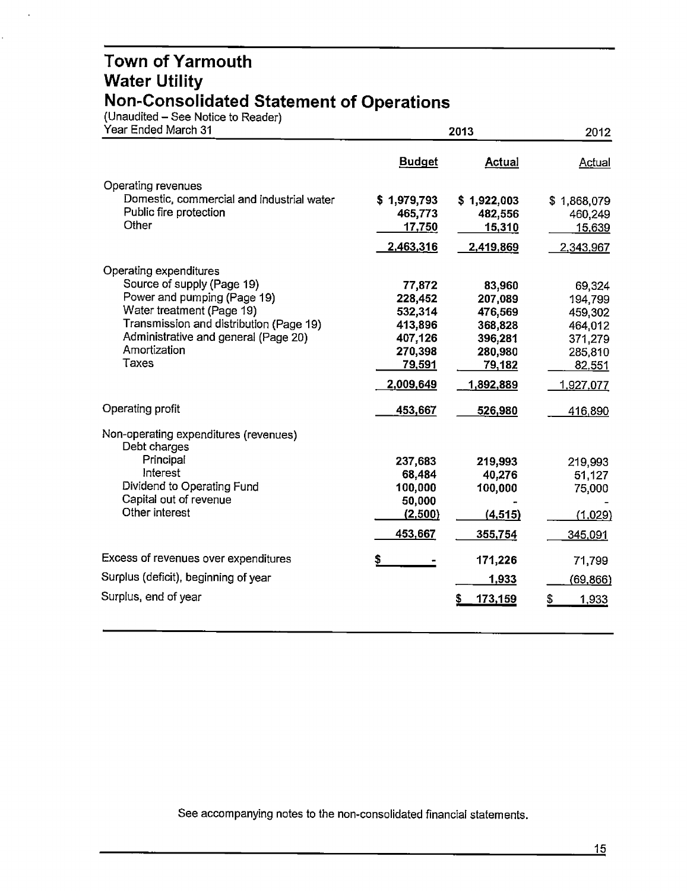# Town of Yarmouth
# Water Utility
# Non-Consolidated Statement of Operations

(Unaudited – See Notice to Reader)

| Year Ended March 31 | 2013 Budget | 2013 Actual | 2012 Actual |
|---|---|---|---|
| **Operating revenues** | | | |
| Domestic, commercial and industrial water | $ 1,979,793 | $ 1,922,003 | $ 1,868,079 |
| Public fire protection | 465,773 | 482,556 | 460,249 |
| Other | 17,750 | 15,310 | 15,639 |
| | 2,463,316 | 2,419,869 | 2,343,967 |
| **Operating expenditures** | | | |
| Source of supply (Page 19) | 77,872 | 83,960 | 69,324 |
| Power and pumping (Page 19) | 228,452 | 207,089 | 194,799 |
| Water treatment (Page 19) | 532,314 | 476,569 | 459,302 |
| Transmission and distribution (Page 19) | 413,896 | 368,828 | 464,012 |
| Administrative and general (Page 20) | 407,126 | 396,281 | 371,279 |
| Amortization | 270,398 | 280,980 | 285,810 |
| Taxes | 79,591 | 79,182 | 82,551 |
| | 2,009,649 | 1,892,889 | 1,927,077 |
| Operating profit | 453,667 | 526,980 | 416,890 |
| **Non-operating expenditures (revenues)** | | | |
| Debt charges | | | |
| Principal | 237,683 | 219,993 | 219,993 |
| Interest | 68,484 | 40,276 | 51,127 |
| Dividend to Operating Fund | 100,000 | 100,000 | 75,000 |
| Capital out of revenue | 50,000 | - | - |
| Other interest | (2,500) | (4,515) | (1,029) |
| | 453,667 | 355,754 | 345,091 |
| Excess of revenues over expenditures | $ - | 171,226 | 71,799 |
| Surplus (deficit), beginning of year | | 1,933 | (69,866) |
| Surplus, end of year | | $ 173,159 | $ 1,933 |

See accompanying notes to the non-consolidated financial statements.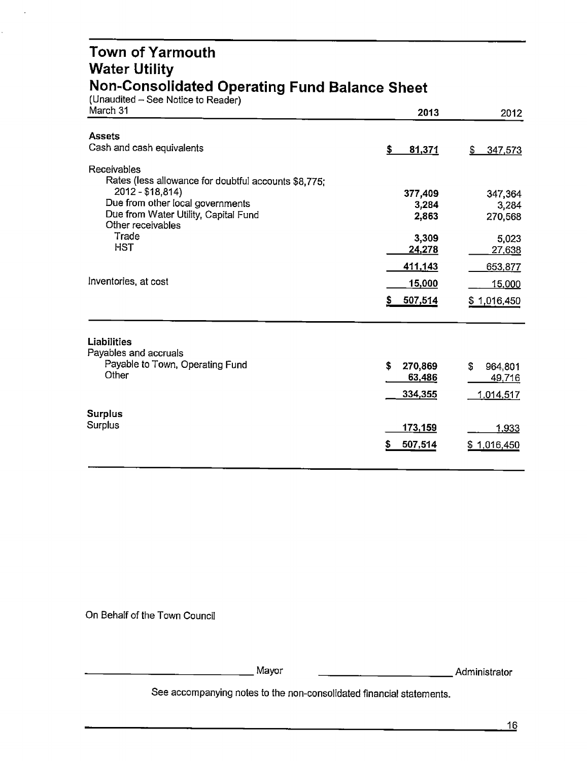# Town of Yarmouth
## Water Utility
## Non-Consolidated Operating Fund Balance Sheet

(Unaudited – See Notice to Reader)

| March 31 | 2013 | 2012 |
|---|---|---|
| **Assets** | | |
| Cash and cash equivalents | $ 81,371 | $ 347,573 |
| Receivables | | |
| Rates (less allowance for doubtful accounts $8,775; 2012 - $18,814) | 377,409 | 347,364 |
| Due from other local governments | 3,284 | 3,284 |
| Due from Water Utility, Capital Fund | 2,863 | 270,568 |
| Other receivables | | |
| Trade | 3,309 | 5,023 |
| HST | 24,278 | 27,638 |
| | 411,143 | 653,877 |
| Inventories, at cost | 15,000 | 15,000 |
| | $ 507,514 | $ 1,016,450 |
| **Liabilities** | | |
| Payables and accruals | | |
| Payable to Town, Operating Fund | $ 270,869 | $ 964,801 |
| Other | 63,486 | 49,716 |
| | 334,355 | 1,014,517 |
| **Surplus** | | |
| Surplus | 173,159 | 1,933 |
| | $ 507,514 | $ 1,016,450 |

On Behalf of the Town Council

\_\_\_\_\_\_\_\_\_\_\_\_\_\_\_\_\_\_\_\_\_\_\_\_ Mayor \_\_\_\_\_\_\_\_\_\_\_\_\_\_\_\_\_\_\_\_\_\_\_\_ Administrator

See accompanying notes to the non-consolidated financial statements.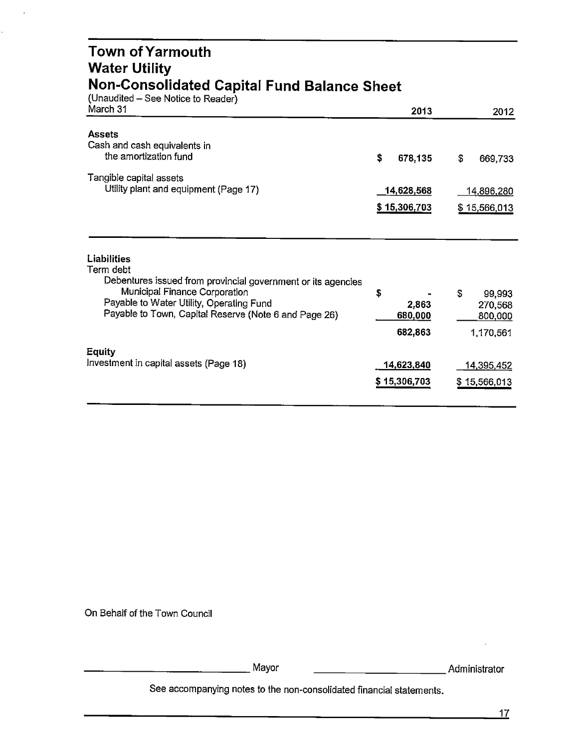# Town of Yarmouth
## Water Utility
## Non-Consolidated Capital Fund Balance Sheet

(Unaudited – See Notice to Reader)

| March 31 | 2013 | 2012 |
|---|---|---|
| **Assets** | | |
| Cash and cash equivalents in the amortization fund | $ 678,135 | $ 669,733 |
| Tangible capital assets | | |
| Utility plant and equipment (Page 17) | 14,628,568 | 14,896,280 |
| | $ 15,306,703 | $ 15,566,013 |

| | 2013 | 2012 |
|---|---|---|
| **Liabilities** | | |
| Term debt | | |
| Debentures issued from provincial government or its agencies | | |
| Municipal Finance Corporation | $ - | $ 99,993 |
| Payable to Water Utility, Operating Fund | 2,863 | 270,568 |
| Payable to Town, Capital Reserve (Note 6 and Page 26) | 680,000 | 800,000 |
| | 682,863 | 1,170,561 |
| **Equity** | | |
| Investment in capital assets (Page 18) | 14,623,840 | 14,395,452 |
| | $ 15,306,703 | $ 15,566,013 |

On Behalf of the Town Council

\_\_\_\_\_\_\_\_\_\_\_\_\_\_\_\_\_\_\_\_ Mayor \_\_\_\_\_\_\_\_\_\_\_\_\_\_\_\_\_\_\_\_ Administrator

See accompanying notes to the non-consolidated financial statements.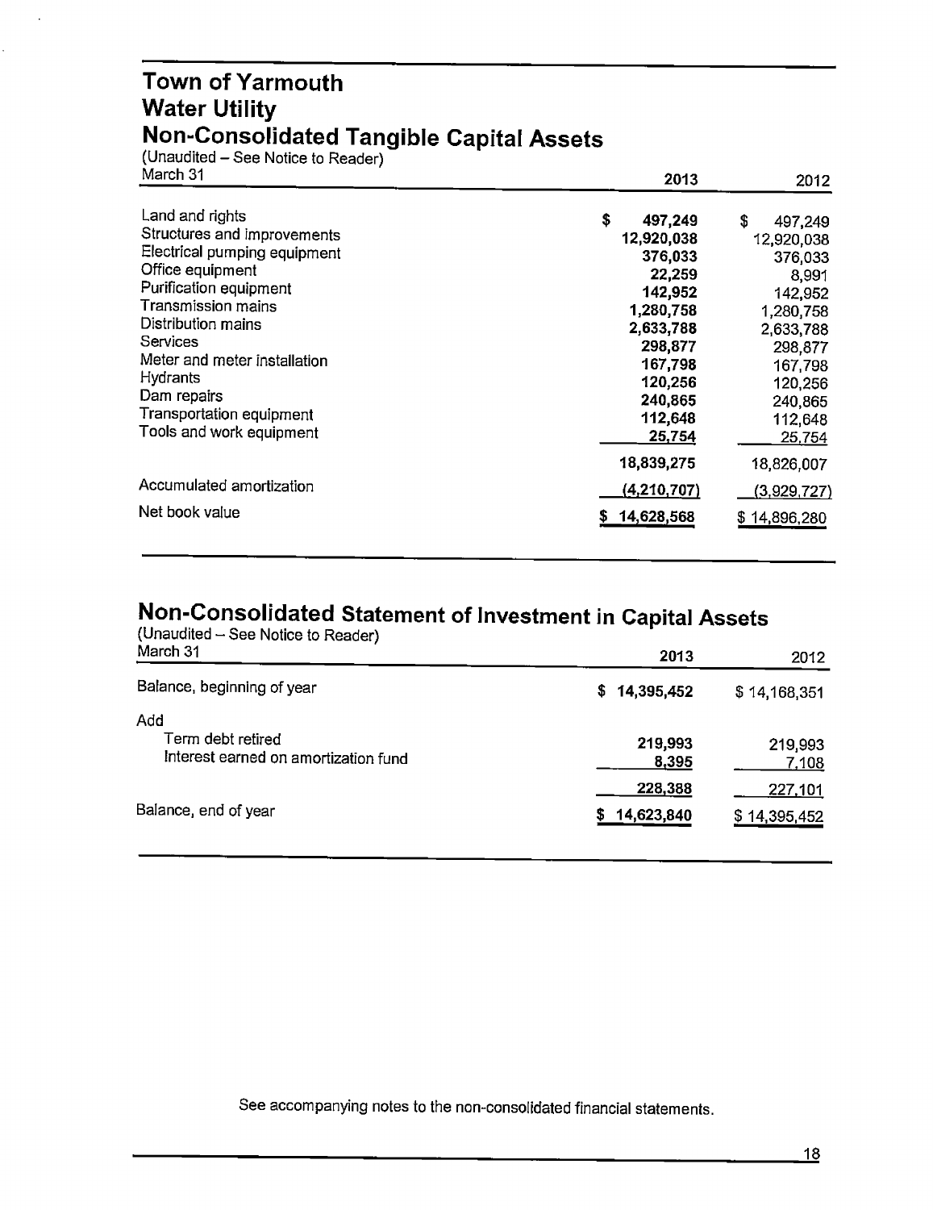# Town of Yarmouth
# Water Utility
# Non-Consolidated Tangible Capital Assets

(Unaudited – See Notice to Reader)

| March 31 | 2013 | 2012 |
|---|---|---|
| Land and rights | $ 497,249 | $ 497,249 |
| Structures and improvements | 12,920,038 | 12,920,038 |
| Electrical pumping equipment | 376,033 | 376,033 |
| Office equipment | 22,259 | 8,991 |
| Purification equipment | 142,952 | 142,952 |
| Transmission mains | 1,280,758 | 1,280,758 |
| Distribution mains | 2,633,788 | 2,633,788 |
| Services | 298,877 | 298,877 |
| Meter and meter installation | 167,798 | 167,798 |
| Hydrants | 120,256 | 120,256 |
| Dam repairs | 240,865 | 240,865 |
| Transportation equipment | 112,648 | 112,648 |
| Tools and work equipment | 25,754 | 25,754 |
| | 18,839,275 | 18,826,007 |
| Accumulated amortization | (4,210,707) | (3,929,727) |
| Net book value | $ 14,628,568 | $ 14,896,280 |

# Non-Consolidated Statement of Investment in Capital Assets

(Unaudited – See Notice to Reader)

| March 31 | 2013 | 2012 |
|---|---|---|
| Balance, beginning of year | $ 14,395,452 | $ 14,168,351 |
| Add | | |
| Term debt retired | 219,993 | 219,993 |
| Interest earned on amortization fund | 8,395 | 7,108 |
| | 228,388 | 227,101 |
| Balance, end of year | $ 14,623,840 | $ 14,395,452 |

See accompanying notes to the non-consolidated financial statements.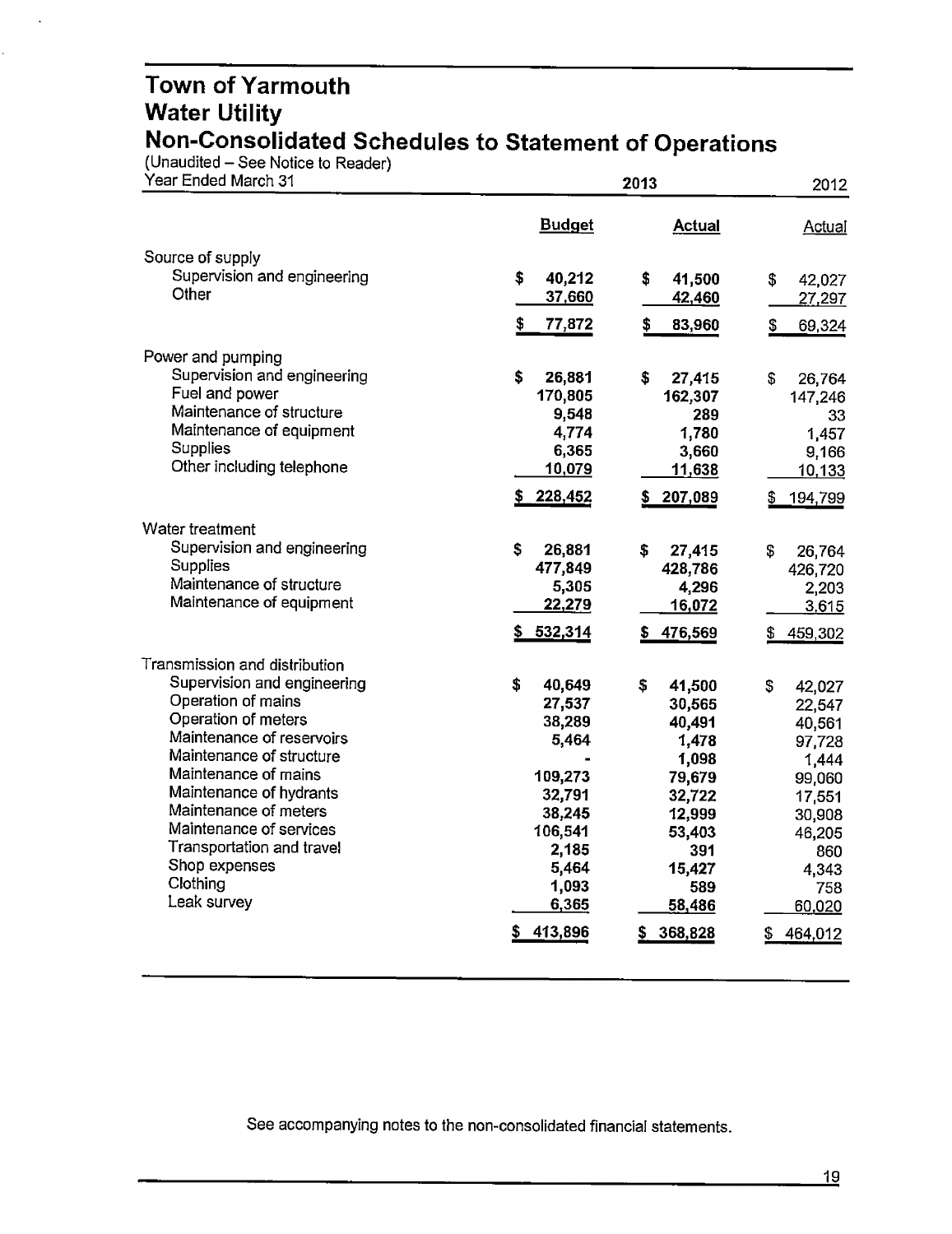# Town of Yarmouth
# Water Utility
# Non-Consolidated Schedules to Statement of Operations

(Unaudited – See Notice to Reader)

| Year Ended March 31 | 2013 | | 2012 |
|---|---|---|---|
| | **Budget** | **Actual** | **Actual** |
| **Source of supply** | | | |
| Supervision and engineering | $ 40,212 | $ 41,500 | $ 42,027 |
| Other | 37,660 | 42,460 | 27,297 |
| | $ 77,872 | $ 83,960 | $ 69,324 |
| **Power and pumping** | | | |
| Supervision and engineering | $ 26,881 | $ 27,415 | $ 26,764 |
| Fuel and power | 170,805 | 162,307 | 147,246 |
| Maintenance of structure | 9,548 | 289 | 33 |
| Maintenance of equipment | 4,774 | 1,780 | 1,457 |
| Supplies | 6,365 | 3,660 | 9,166 |
| Other including telephone | 10,079 | 11,638 | 10,133 |
| | $ 228,452 | $ 207,089 | $ 194,799 |
| **Water treatment** | | | |
| Supervision and engineering | $ 26,881 | $ 27,415 | $ 26,764 |
| Supplies | 477,849 | 428,786 | 426,720 |
| Maintenance of structure | 5,305 | 4,296 | 2,203 |
| Maintenance of equipment | 22,279 | 16,072 | 3,615 |
| | $ 532,314 | $ 476,569 | $ 459,302 |
| **Transmission and distribution** | | | |
| Supervision and engineering | $ 40,649 | $ 41,500 | $ 42,027 |
| Operation of mains | 27,537 | 30,565 | 22,547 |
| Operation of meters | 38,289 | 40,491 | 40,561 |
| Maintenance of reservoirs | 5,464 | 1,478 | 97,728 |
| Maintenance of structure | - | 1,098 | 1,444 |
| Maintenance of mains | 109,273 | 79,679 | 99,060 |
| Maintenance of hydrants | 32,791 | 32,722 | 17,551 |
| Maintenance of meters | 38,245 | 12,999 | 30,908 |
| Maintenance of services | 106,541 | 53,403 | 46,205 |
| Transportation and travel | 2,185 | 391 | 860 |
| Shop expenses | 5,464 | 15,427 | 4,343 |
| Clothing | 1,093 | 589 | 758 |
| Leak survey | 6,365 | 58,486 | 60,020 |
| | $ 413,896 | $ 368,828 | $ 464,012 |

See accompanying notes to the non-consolidated financial statements.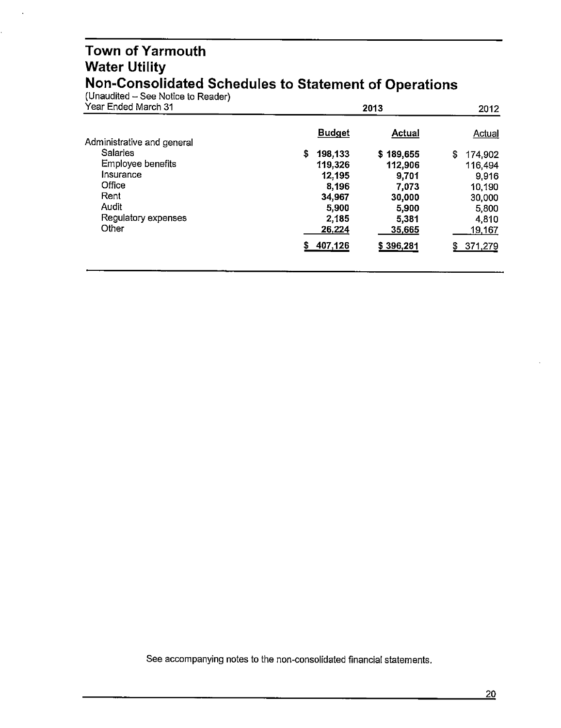# Town of Yarmouth
## Water Utility
## Non-Consolidated Schedules to Statement of Operations

(Unaudited – See Notice to Reader)

| Year Ended March 31 | 2013 | | 2012 |
|---|---|---|---|
| | **Budget** | **Actual** | **Actual** |
| Administrative and general | | | |
| Salaries | $ 198,133 | $ 189,655 | $ 174,902 |
| Employee benefits | 119,326 | 112,906 | 116,494 |
| Insurance | 12,195 | 9,701 | 9,916 |
| Office | 8,196 | 7,073 | 10,190 |
| Rent | 34,967 | 30,000 | 30,000 |
| Audit | 5,900 | 5,900 | 5,800 |
| Regulatory expenses | 2,185 | 5,381 | 4,810 |
| Other | 26,224 | 35,665 | 19,167 |
| | $ 407,126 | $ 396,281 | $ 371,279 |

See accompanying notes to the non-consolidated financial statements.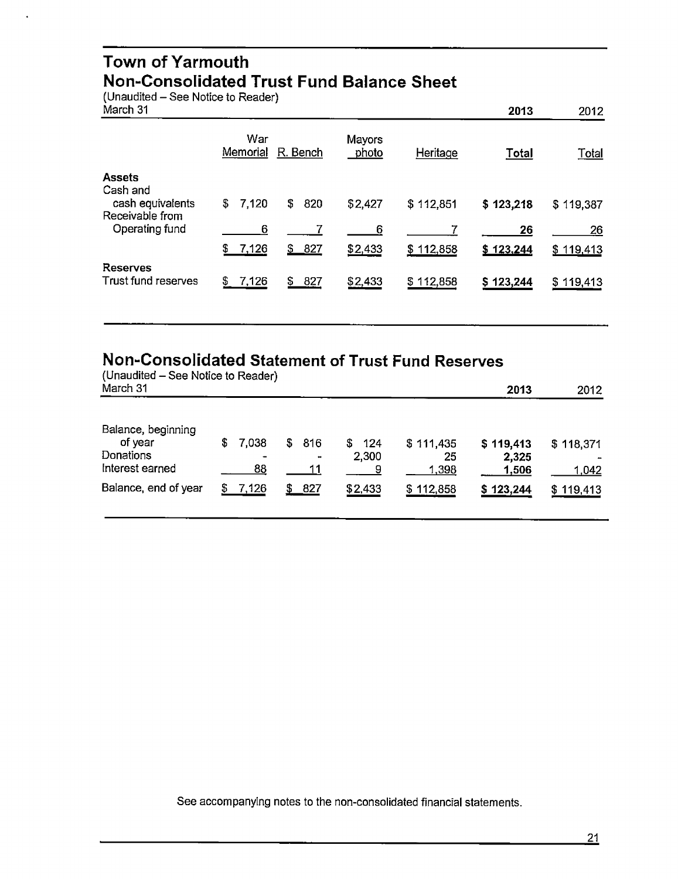# Town of Yarmouth

## Non-Consolidated Trust Fund Balance Sheet

(Unaudited – See Notice to Reader)

| March 31 | War Memorial | R. Bench | Mayors photo | Heritage | 2013 Total | 2012 Total |
|---|---|---|---|---|---|---|
| **Assets** | | | | | | |
| Cash and cash equivalents | $ 7,120 | $ 820 | $2,427 | $ 112,851 | **$ 123,218** | $ 119,387 |
| Receivable from Operating fund | 6 | 7 | 6 | 7 | **26** | 26 |
| | $ 7,126 | $ 827 | $2,433 | $ 112,858 | **$ 123,244** | $ 119,413 |
| **Reserves** | | | | | | |
| Trust fund reserves | $ 7,126 | $ 827 | $2,433 | $ 112,858 | **$ 123,244** | $ 119,413 |

## Non-Consolidated Statement of Trust Fund Reserves

(Unaudited – See Notice to Reader)

| March 31 | War Memorial | R. Bench | Mayors photo | Heritage | 2013 | 2012 |
|---|---|---|---|---|---|---|
| Balance, beginning of year | $ 7,038 | $ 816 | $ 124 | $ 111,435 | **$ 119,413** | $ 118,371 |
| Donations | - | - | 2,300 | 25 | **2,325** | - |
| Interest earned | 88 | 11 | 9 | 1,398 | **1,506** | 1,042 |
| Balance, end of year | $ 7,126 | $ 827 | $2,433 | $ 112,858 | **$ 123,244** | $ 119,413 |

See accompanying notes to the non-consolidated financial statements.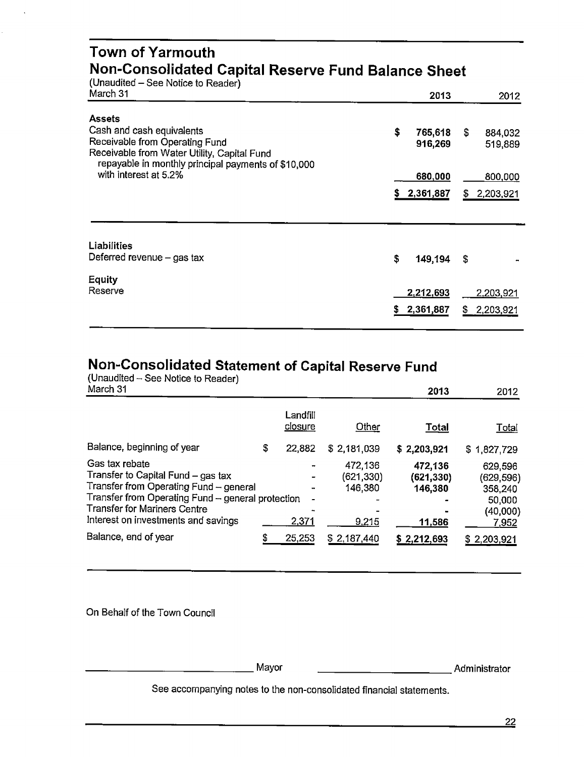# Town of Yarmouth

## Non-Consolidated Capital Reserve Fund Balance Sheet

(Unaudited – See Notice to Reader)

| March 31 | 2013 | 2012 |
|---|---|---|
| **Assets** | | |
| Cash and cash equivalents | $ 765,618 | $ 884,032 |
| Receivable from Operating Fund | 916,269 | 519,889 |
| Receivable from Water Utility, Capital Fund repayable in monthly principal payments of $10,000 with interest at 5.2% | 680,000 | 800,000 |
| | $ 2,361,887 | $ 2,203,921 |
| **Liabilities** | | |
| Deferred revenue – gas tax | $ 149,194 | $ - |
| **Equity** | | |
| Reserve | 2,212,693 | 2,203,921 |
| | $ 2,361,887 | $ 2,203,921 |

## Non-Consolidated Statement of Capital Reserve Fund

(Unaudited – See Notice to Reader)

| March 31 | Landfill closure | Other | 2013 Total | 2012 Total |
|---|---|---|---|---|
| Balance, beginning of year | $ 22,882 | $ 2,181,039 | $ 2,203,921 | $ 1,827,729 |
| Gas tax rebate | - | 472,136 | 472,136 | 629,596 |
| Transfer to Capital Fund – gas tax | - | (621,330) | (621,330) | (629,596) |
| Transfer from Operating Fund – general | - | 146,380 | 146,380 | 358,240 |
| Transfer from Operating Fund – general protection | - | - | - | 50,000 |
| Transfer for Mariners Centre | - | - | - | (40,000) |
| Interest on investments and savings | 2,371 | 9,215 | 11,586 | 7,952 |
| Balance, end of year | $ 25,253 | $ 2,187,440 | $ 2,212,693 | $ 2,203,921 |

On Behalf of the Town Council

\_\_\_\_\_\_\_\_\_\_\_\_\_\_\_\_\_\_\_\_ Mayor \_\_\_\_\_\_\_\_\_\_\_\_\_\_\_\_\_\_\_\_ Administrator

See accompanying notes to the non-consolidated financial statements.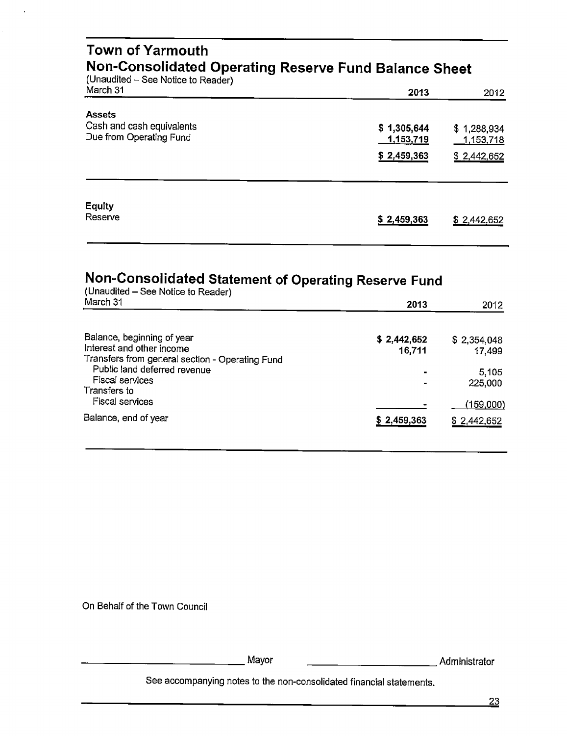# Town of Yarmouth

## Non-Consolidated Operating Reserve Fund Balance Sheet

(Unaudited – See Notice to Reader)

| March 31 | 2013 | 2012 |
|---|---|---|
| **Assets** | | |
| Cash and cash equivalents | $ 1,305,644 | $ 1,288,934 |
| Due from Operating Fund | 1,153,719 | 1,153,718 |
| | $ 2,459,363 | $ 2,442,652 |
| **Equity** | | |
| Reserve | $ 2,459,363 | $ 2,442,652 |

## Non-Consolidated Statement of Operating Reserve Fund

(Unaudited – See Notice to Reader)

| March 31 | 2013 | 2012 |
|---|---|---|
| Balance, beginning of year | $ 2,442,652 | $ 2,354,048 |
| Interest and other income | 16,711 | 17,499 |
| Transfers from general section - Operating Fund | | |
| Public land deferred revenue | - | 5,105 |
| Fiscal services | - | 225,000 |
| Transfers to | | |
| Fiscal services | - | (159,000) |
| Balance, end of year | $ 2,459,363 | $ 2,442,652 |

On Behalf of the Town Council

\_\_\_\_\_\_\_\_\_\_\_\_\_\_\_\_\_\_\_\_ Mayor \_\_\_\_\_\_\_\_\_\_\_\_\_\_\_\_\_\_\_\_ Administrator

See accompanying notes to the non-consolidated financial statements.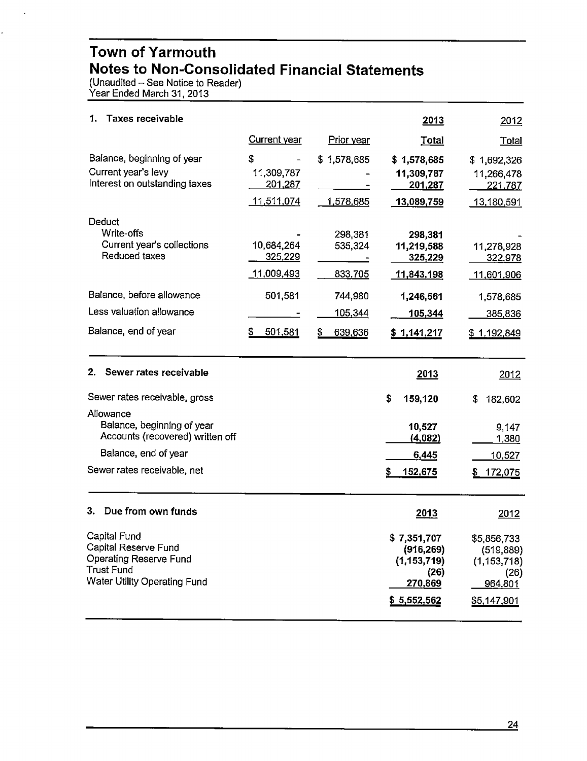# Town of Yarmouth
## Notes to Non-Consolidated Financial Statements

(Unaudited – See Notice to Reader)
Year Ended March 31, 2013

### 1. Taxes receivable

| | Current year | Prior year | 2013 Total | 2012 Total |
|---|---|---|---|---|
| Balance, beginning of year | $ - | $ 1,578,685 | **$ 1,578,685** | $ 1,692,326 |
| Current year's levy | 11,309,787 | - | **11,309,787** | 11,266,478 |
| Interest on outstanding taxes | 201,287 | - | **201,287** | 221,787 |
| | 11,511,074 | 1,578,685 | **13,089,759** | 13,180,591 |
| Deduct | | | | |
| Write-offs | - | 298,381 | **298,381** | - |
| Current year's collections | 10,684,264 | 535,324 | **11,219,588** | 11,278,928 |
| Reduced taxes | 325,229 | - | **325,229** | 322,978 |
| | 11,009,493 | 833,705 | **11,843,198** | 11,601,906 |
| Balance, before allowance | 501,581 | 744,980 | **1,246,561** | 1,578,685 |
| Less valuation allowance | - | 105,344 | **105,344** | 385,836 |
| Balance, end of year | $ 501,581 | $ 639,636 | **$ 1,141,217** | $ 1,192,849 |

### 2. Sewer rates receivable

| | 2013 | 2012 |
|---|---|---|
| Sewer rates receivable, gross | **$ 159,120** | $ 182,602 |
| Allowance | | |
| Balance, beginning of year | **10,527** | 9,147 |
| Accounts (recovered) written off | **(4,082)** | 1,380 |
| Balance, end of year | **6,445** | 10,527 |
| Sewer rates receivable, net | **$ 152,675** | $ 172,075 |

### 3. Due from own funds

| | 2013 | 2012 |
|---|---|---|
| Capital Fund | **$ 7,351,707** | $5,856,733 |
| Capital Reserve Fund | **(916,269)** | (519,889) |
| Operating Reserve Fund | **(1,153,719)** | (1,153,718) |
| Trust Fund | **(26)** | (26) |
| Water Utility Operating Fund | **270,869** | 964,801 |
| | **$ 5,552,562** | $5,147,901 |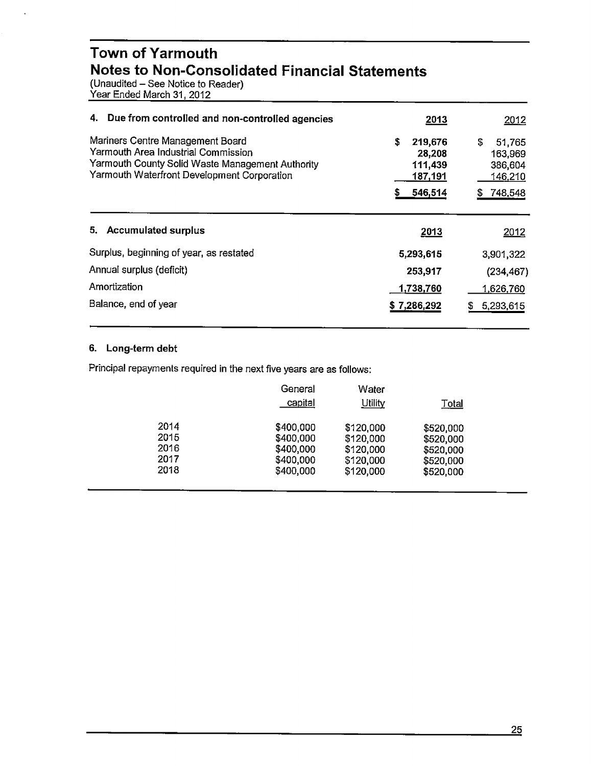# Town of Yarmouth
## Notes to Non-Consolidated Financial Statements
(Unaudited – See Notice to Reader)
Year Ended March 31, 2012

| 4. Due from controlled and non-controlled agencies | 2013 | 2012 |
|---|---|---|
| Mariners Centre Management Board | $ 219,676 | $ 51,765 |
| Yarmouth Area Industrial Commission | 28,208 | 163,969 |
| Yarmouth County Solid Waste Management Authority | 111,439 | 386,604 |
| Yarmouth Waterfront Development Corporation | 187,191 | 146,210 |
| | $ 546,514 | $ 748,548 |

| 5. Accumulated surplus | 2013 | 2012 |
|---|---|---|
| Surplus, beginning of year, as restated | 5,293,615 | 3,901,322 |
| Annual surplus (deficit) | 253,917 | (234,467) |
| Amortization | 1,738,760 | 1,626,760 |
| Balance, end of year | $ 7,286,292 | $ 5,293,615 |

### 6. Long-term debt

Principal repayments required in the next five years are as follows:

| | General capital | Water Utility | Total |
|---|---|---|---|
| 2014 | $400,000 | $120,000 | $520,000 |
| 2015 | $400,000 | $120,000 | $520,000 |
| 2016 | $400,000 | $120,000 | $520,000 |
| 2017 | $400,000 | $120,000 | $520,000 |
| 2018 | $400,000 | $120,000 | $520,000 |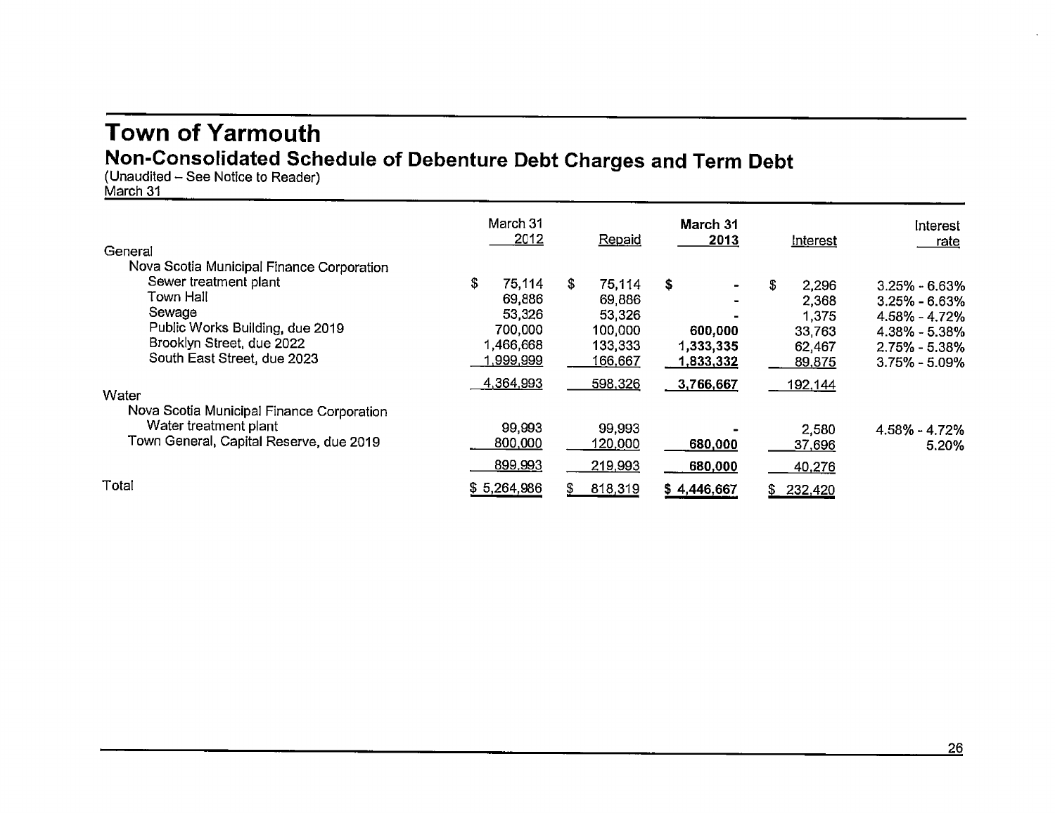# Town of Yarmouth

## Non-Consolidated Schedule of Debenture Debt Charges and Term Debt

(Unaudited – See Notice to Reader)
March 31

| | March 31 2012 | Repaid | March 31 2013 | Interest | Interest rate |
|---|---|---|---|---|---|
| **General** | | | | | |
| Nova Scotia Municipal Finance Corporation | | | | | |
| Sewer treatment plant | $ 75,114 | $ 75,114 | $ - | $ 2,296 | 3.25% - 6.63% |
| Town Hall | 69,886 | 69,886 | - | 2,368 | 3.25% - 6.63% |
| Sewage | 53,326 | 53,326 | - | 1,375 | 4.58% - 4.72% |
| Public Works Building, due 2019 | 700,000 | 100,000 | 600,000 | 33,763 | 4.38% - 5.38% |
| Brooklyn Street, due 2022 | 1,466,668 | 133,333 | 1,333,335 | 62,467 | 2.75% - 5.38% |
| South East Street, due 2023 | 1,999,999 | 166,667 | 1,833,332 | 89,875 | 3.75% - 5.09% |
| | 4,364,993 | 598,326 | 3,766,667 | 192,144 | |
| **Water** | | | | | |
| Nova Scotia Municipal Finance Corporation | | | | | |
| Water treatment plant | 99,993 | 99,993 | - | 2,580 | 4.58% - 4.72% |
| Town General, Capital Reserve, due 2019 | 800,000 | 120,000 | 680,000 | 37,696 | 5.20% |
| | 899,993 | 219,993 | 680,000 | 40,276 | |
| **Total** | $ 5,264,986 | $ 818,319 | $ 4,446,667 | $ 232,420 | |